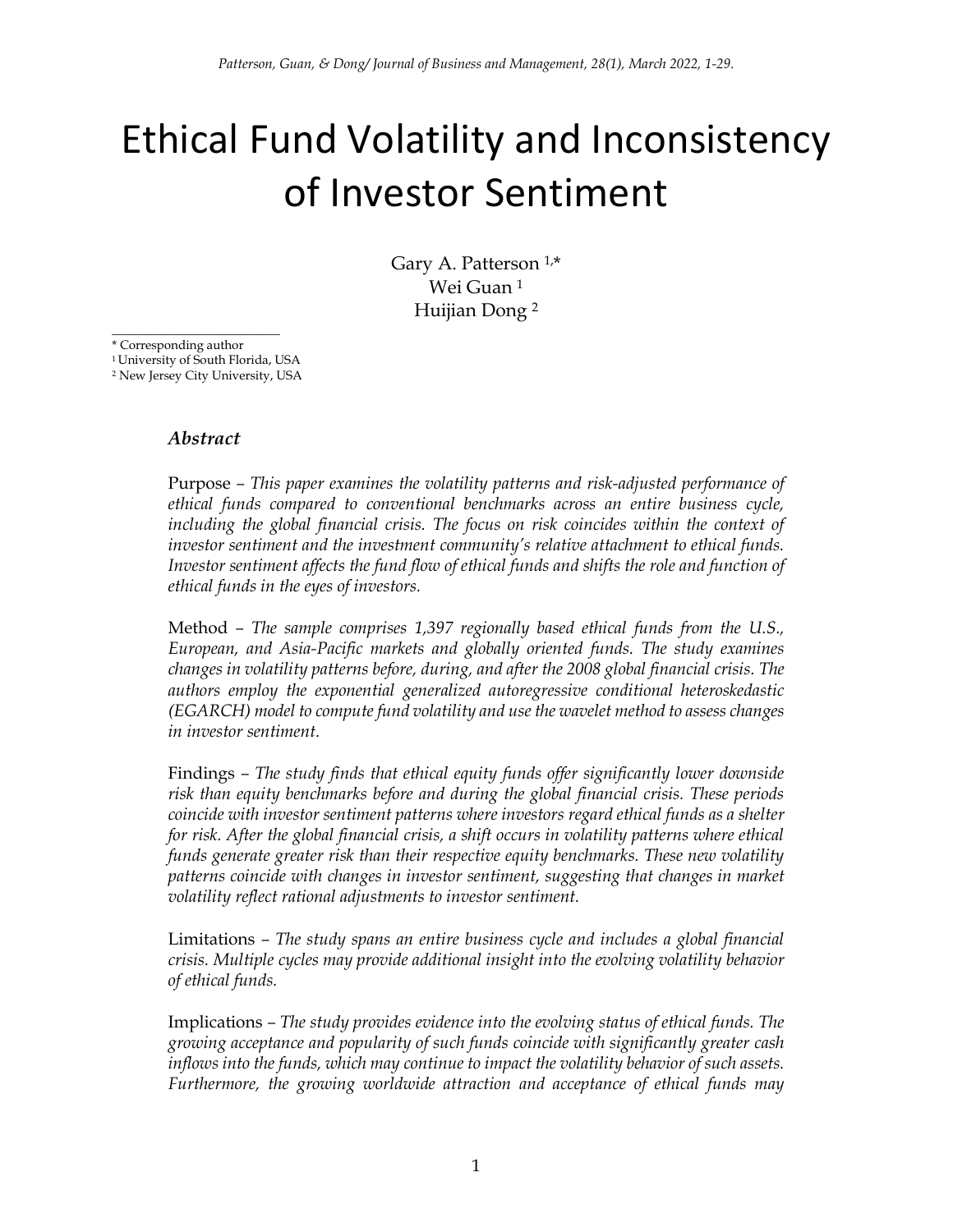# Ethical Fund Volatility and Inconsistency of Investor Sentiment

Gary A. Patterson [1,*]
Wei Guan [1]
Huijian Dong [2]

* Corresponding author
[1] University of South Florida, USA
[2] New Jersey City University, USA

## *Abstract*

Purpose – *This paper examines the volatility patterns and risk-adjusted performance of ethical funds compared to conventional benchmarks across an entire business cycle, including the global financial crisis. The focus on risk coincides within the context of investor sentiment and the investment community's relative attachment to ethical funds. Investor sentiment affects the fund flow of ethical funds and shifts the role and function of ethical funds in the eyes of investors.*

Method – *The sample comprises 1,397 regionally based ethical funds from the U.S., European, and Asia-Pacific markets and globally oriented funds. The study examines changes in volatility patterns before, during, and after the 2008 global financial crisis. The authors employ the exponential generalized autoregressive conditional heteroskedastic (EGARCH) model to compute fund volatility and use the wavelet method to assess changes in investor sentiment.*

Findings – *The study finds that ethical equity funds offer significantly lower downside risk than equity benchmarks before and during the global financial crisis. These periods coincide with investor sentiment patterns where investors regard ethical funds as a shelter for risk. After the global financial crisis, a shift occurs in volatility patterns where ethical funds generate greater risk than their respective equity benchmarks. These new volatility patterns coincide with changes in investor sentiment, suggesting that changes in market volatility reflect rational adjustments to investor sentiment.*

Limitations – *The study spans an entire business cycle and includes a global financial crisis. Multiple cycles may provide additional insight into the evolving volatility behavior of ethical funds.*

Implications – *The study provides evidence into the evolving status of ethical funds. The growing acceptance and popularity of such funds coincide with significantly greater cash inflows into the funds, which may continue to impact the volatility behavior of such assets. Furthermore, the growing worldwide attraction and acceptance of ethical funds may*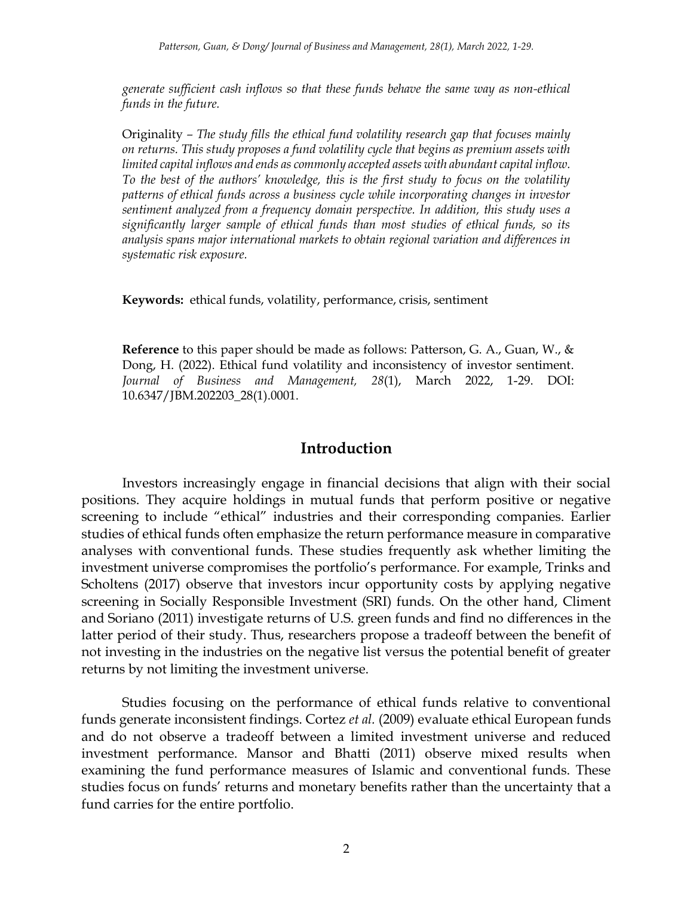*generate sufficient cash inflows so that these funds behave the same way as non-ethical funds in the future.*

Originality – *The study fills the ethical fund volatility research gap that focuses mainly on returns. This study proposes a fund volatility cycle that begins as premium assets with limited capital inflows and ends as commonly accepted assets with abundant capital inflow. To the best of the authors' knowledge, this is the first study to focus on the volatility patterns of ethical funds across a business cycle while incorporating changes in investor sentiment analyzed from a frequency domain perspective. In addition, this study uses a significantly larger sample of ethical funds than most studies of ethical funds, so its analysis spans major international markets to obtain regional variation and differences in systematic risk exposure.*

**Keywords:** ethical funds, volatility, performance, crisis, sentiment

**Reference** to this paper should be made as follows: Patterson, G. A., Guan, W., & Dong, H. (2022). Ethical fund volatility and inconsistency of investor sentiment. *Journal of Business and Management, 28*(1), March 2022, 1-29. DOI: 10.6347/JBM.202203_28(1).0001.

## Introduction

Investors increasingly engage in financial decisions that align with their social positions. They acquire holdings in mutual funds that perform positive or negative screening to include "ethical" industries and their corresponding companies. Earlier studies of ethical funds often emphasize the return performance measure in comparative analyses with conventional funds. These studies frequently ask whether limiting the investment universe compromises the portfolio's performance. For example, Trinks and Scholtens (2017) observe that investors incur opportunity costs by applying negative screening in Socially Responsible Investment (SRI) funds. On the other hand, Climent and Soriano (2011) investigate returns of U.S. green funds and find no differences in the latter period of their study. Thus, researchers propose a tradeoff between the benefit of not investing in the industries on the negative list versus the potential benefit of greater returns by not limiting the investment universe.

Studies focusing on the performance of ethical funds relative to conventional funds generate inconsistent findings. Cortez *et al.* (2009) evaluate ethical European funds and do not observe a tradeoff between a limited investment universe and reduced investment performance. Mansor and Bhatti (2011) observe mixed results when examining the fund performance measures of Islamic and conventional funds. These studies focus on funds' returns and monetary benefits rather than the uncertainty that a fund carries for the entire portfolio.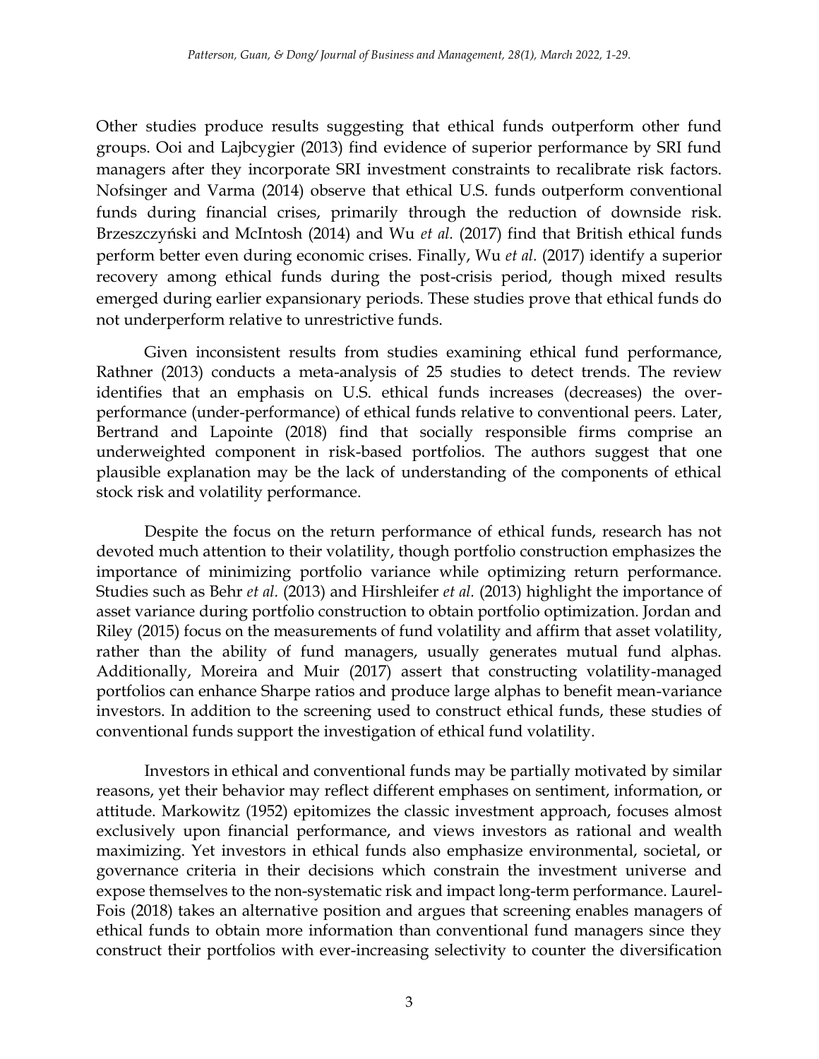Other studies produce results suggesting that ethical funds outperform other fund groups. Ooi and Lajbcygier (2013) find evidence of superior performance by SRI fund managers after they incorporate SRI investment constraints to recalibrate risk factors. Nofsinger and Varma (2014) observe that ethical U.S. funds outperform conventional funds during financial crises, primarily through the reduction of downside risk. Brzeszczyński and McIntosh (2014) and Wu *et al.* (2017) find that British ethical funds perform better even during economic crises. Finally, Wu *et al.* (2017) identify a superior recovery among ethical funds during the post-crisis period, though mixed results emerged during earlier expansionary periods. These studies prove that ethical funds do not underperform relative to unrestrictive funds.

Given inconsistent results from studies examining ethical fund performance, Rathner (2013) conducts a meta-analysis of 25 studies to detect trends. The review identifies that an emphasis on U.S. ethical funds increases (decreases) the over-performance (under-performance) of ethical funds relative to conventional peers. Later, Bertrand and Lapointe (2018) find that socially responsible firms comprise an underweighted component in risk-based portfolios. The authors suggest that one plausible explanation may be the lack of understanding of the components of ethical stock risk and volatility performance.

Despite the focus on the return performance of ethical funds, research has not devoted much attention to their volatility, though portfolio construction emphasizes the importance of minimizing portfolio variance while optimizing return performance. Studies such as Behr *et al.* (2013) and Hirshleifer *et al.* (2013) highlight the importance of asset variance during portfolio construction to obtain portfolio optimization. Jordan and Riley (2015) focus on the measurements of fund volatility and affirm that asset volatility, rather than the ability of fund managers, usually generates mutual fund alphas. Additionally, Moreira and Muir (2017) assert that constructing volatility-managed portfolios can enhance Sharpe ratios and produce large alphas to benefit mean-variance investors. In addition to the screening used to construct ethical funds, these studies of conventional funds support the investigation of ethical fund volatility.

Investors in ethical and conventional funds may be partially motivated by similar reasons, yet their behavior may reflect different emphases on sentiment, information, or attitude. Markowitz (1952) epitomizes the classic investment approach, focuses almost exclusively upon financial performance, and views investors as rational and wealth maximizing. Yet investors in ethical funds also emphasize environmental, societal, or governance criteria in their decisions which constrain the investment universe and expose themselves to the non-systematic risk and impact long-term performance. Laurel-Fois (2018) takes an alternative position and argues that screening enables managers of ethical funds to obtain more information than conventional fund managers since they construct their portfolios with ever-increasing selectivity to counter the diversification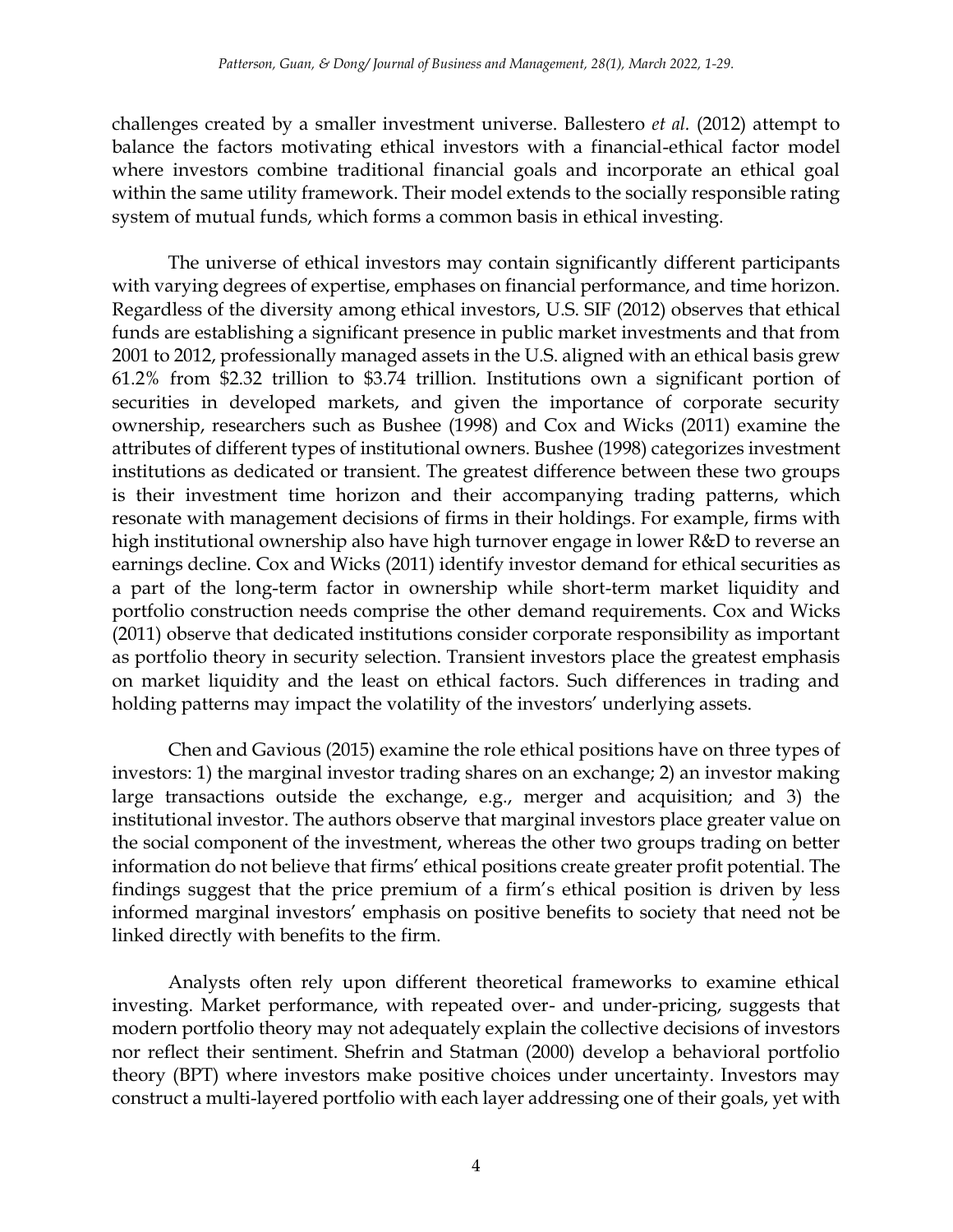challenges created by a smaller investment universe. Ballestero *et al.* (2012) attempt to balance the factors motivating ethical investors with a financial-ethical factor model where investors combine traditional financial goals and incorporate an ethical goal within the same utility framework. Their model extends to the socially responsible rating system of mutual funds, which forms a common basis in ethical investing.

The universe of ethical investors may contain significantly different participants with varying degrees of expertise, emphases on financial performance, and time horizon. Regardless of the diversity among ethical investors, U.S. SIF (2012) observes that ethical funds are establishing a significant presence in public market investments and that from 2001 to 2012, professionally managed assets in the U.S. aligned with an ethical basis grew 61.2% from $2.32 trillion to $3.74 trillion. Institutions own a significant portion of securities in developed markets, and given the importance of corporate security ownership, researchers such as Bushee (1998) and Cox and Wicks (2011) examine the attributes of different types of institutional owners. Bushee (1998) categorizes investment institutions as dedicated or transient. The greatest difference between these two groups is their investment time horizon and their accompanying trading patterns, which resonate with management decisions of firms in their holdings. For example, firms with high institutional ownership also have high turnover engage in lower R&D to reverse an earnings decline. Cox and Wicks (2011) identify investor demand for ethical securities as a part of the long-term factor in ownership while short-term market liquidity and portfolio construction needs comprise the other demand requirements. Cox and Wicks (2011) observe that dedicated institutions consider corporate responsibility as important as portfolio theory in security selection. Transient investors place the greatest emphasis on market liquidity and the least on ethical factors. Such differences in trading and holding patterns may impact the volatility of the investors' underlying assets.

Chen and Gavious (2015) examine the role ethical positions have on three types of investors: 1) the marginal investor trading shares on an exchange; 2) an investor making large transactions outside the exchange, e.g., merger and acquisition; and 3) the institutional investor. The authors observe that marginal investors place greater value on the social component of the investment, whereas the other two groups trading on better information do not believe that firms' ethical positions create greater profit potential. The findings suggest that the price premium of a firm's ethical position is driven by less informed marginal investors' emphasis on positive benefits to society that need not be linked directly with benefits to the firm.

Analysts often rely upon different theoretical frameworks to examine ethical investing. Market performance, with repeated over- and under-pricing, suggests that modern portfolio theory may not adequately explain the collective decisions of investors nor reflect their sentiment. Shefrin and Statman (2000) develop a behavioral portfolio theory (BPT) where investors make positive choices under uncertainty. Investors may construct a multi-layered portfolio with each layer addressing one of their goals, yet with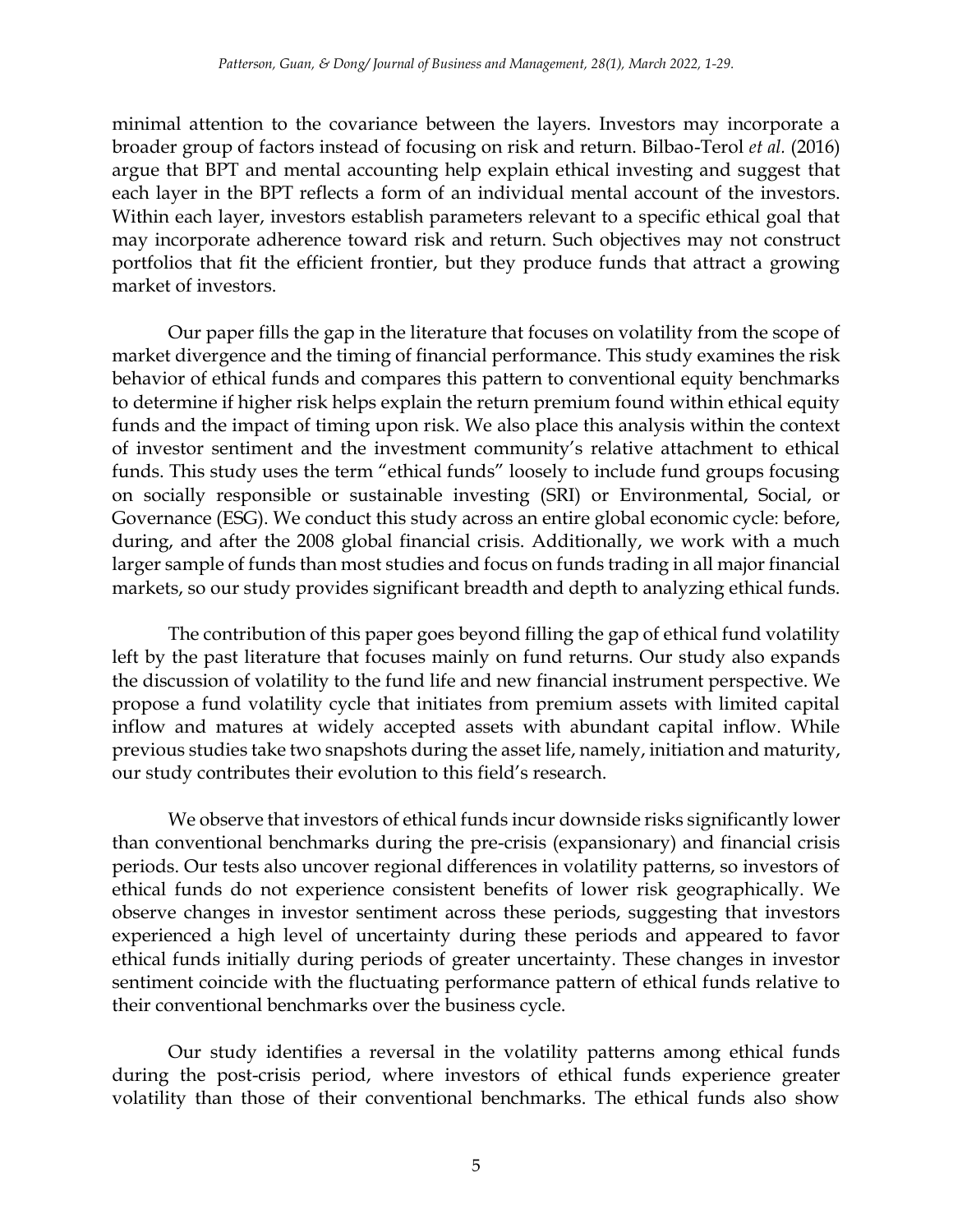minimal attention to the covariance between the layers. Investors may incorporate a broader group of factors instead of focusing on risk and return. Bilbao-Terol *et al.* (2016) argue that BPT and mental accounting help explain ethical investing and suggest that each layer in the BPT reflects a form of an individual mental account of the investors. Within each layer, investors establish parameters relevant to a specific ethical goal that may incorporate adherence toward risk and return. Such objectives may not construct portfolios that fit the efficient frontier, but they produce funds that attract a growing market of investors.

Our paper fills the gap in the literature that focuses on volatility from the scope of market divergence and the timing of financial performance. This study examines the risk behavior of ethical funds and compares this pattern to conventional equity benchmarks to determine if higher risk helps explain the return premium found within ethical equity funds and the impact of timing upon risk. We also place this analysis within the context of investor sentiment and the investment community's relative attachment to ethical funds. This study uses the term "ethical funds" loosely to include fund groups focusing on socially responsible or sustainable investing (SRI) or Environmental, Social, or Governance (ESG). We conduct this study across an entire global economic cycle: before, during, and after the 2008 global financial crisis. Additionally, we work with a much larger sample of funds than most studies and focus on funds trading in all major financial markets, so our study provides significant breadth and depth to analyzing ethical funds.

The contribution of this paper goes beyond filling the gap of ethical fund volatility left by the past literature that focuses mainly on fund returns. Our study also expands the discussion of volatility to the fund life and new financial instrument perspective. We propose a fund volatility cycle that initiates from premium assets with limited capital inflow and matures at widely accepted assets with abundant capital inflow. While previous studies take two snapshots during the asset life, namely, initiation and maturity, our study contributes their evolution to this field's research.

We observe that investors of ethical funds incur downside risks significantly lower than conventional benchmarks during the pre-crisis (expansionary) and financial crisis periods. Our tests also uncover regional differences in volatility patterns, so investors of ethical funds do not experience consistent benefits of lower risk geographically. We observe changes in investor sentiment across these periods, suggesting that investors experienced a high level of uncertainty during these periods and appeared to favor ethical funds initially during periods of greater uncertainty. These changes in investor sentiment coincide with the fluctuating performance pattern of ethical funds relative to their conventional benchmarks over the business cycle.

Our study identifies a reversal in the volatility patterns among ethical funds during the post-crisis period, where investors of ethical funds experience greater volatility than those of their conventional benchmarks. The ethical funds also show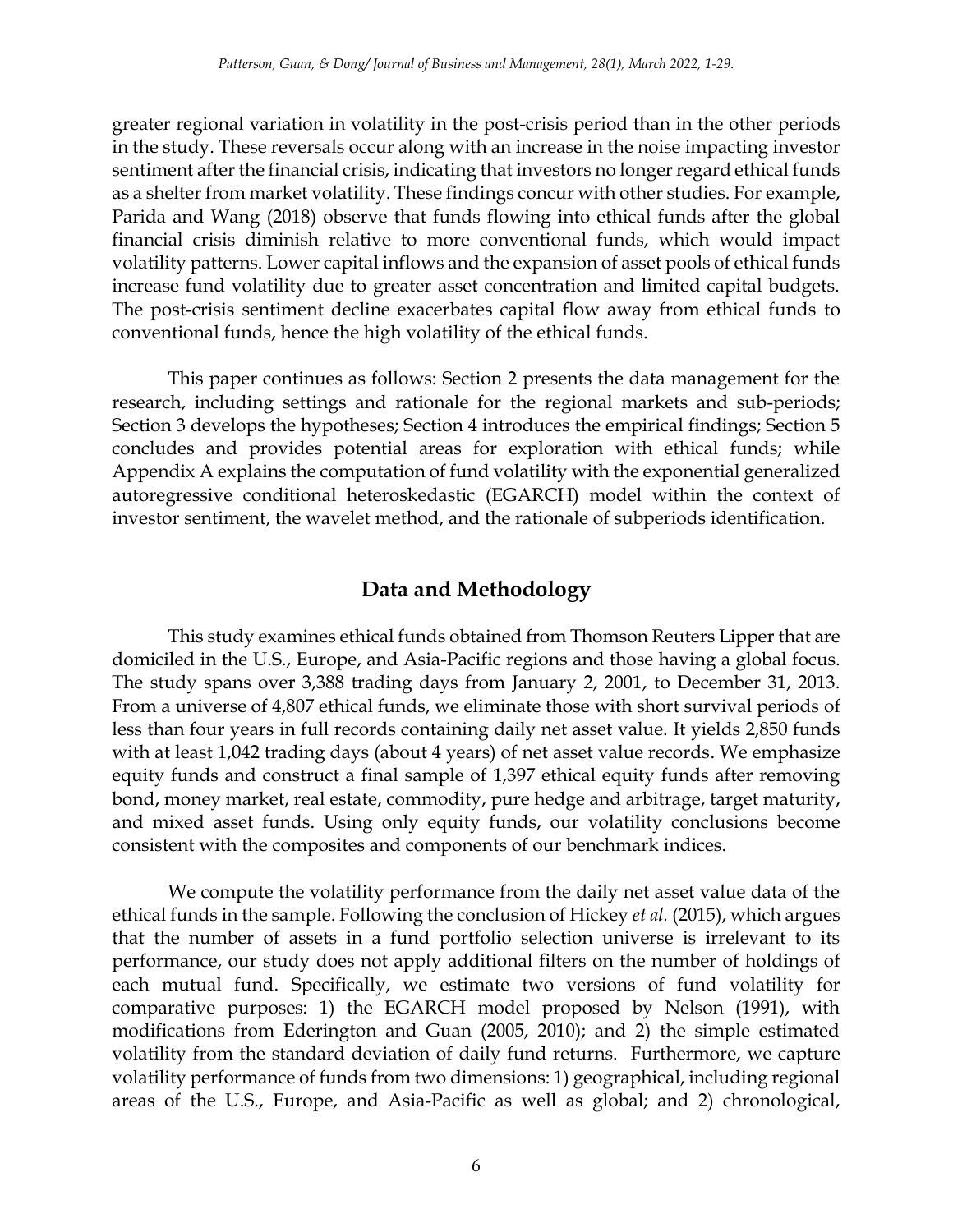greater regional variation in volatility in the post-crisis period than in the other periods in the study. These reversals occur along with an increase in the noise impacting investor sentiment after the financial crisis, indicating that investors no longer regard ethical funds as a shelter from market volatility. These findings concur with other studies. For example, Parida and Wang (2018) observe that funds flowing into ethical funds after the global financial crisis diminish relative to more conventional funds, which would impact volatility patterns. Lower capital inflows and the expansion of asset pools of ethical funds increase fund volatility due to greater asset concentration and limited capital budgets. The post-crisis sentiment decline exacerbates capital flow away from ethical funds to conventional funds, hence the high volatility of the ethical funds.

This paper continues as follows: Section 2 presents the data management for the research, including settings and rationale for the regional markets and sub-periods; Section 3 develops the hypotheses; Section 4 introduces the empirical findings; Section 5 concludes and provides potential areas for exploration with ethical funds; while Appendix A explains the computation of fund volatility with the exponential generalized autoregressive conditional heteroskedastic (EGARCH) model within the context of investor sentiment, the wavelet method, and the rationale of subperiods identification.

## Data and Methodology

This study examines ethical funds obtained from Thomson Reuters Lipper that are domiciled in the U.S., Europe, and Asia-Pacific regions and those having a global focus. The study spans over 3,388 trading days from January 2, 2001, to December 31, 2013. From a universe of 4,807 ethical funds, we eliminate those with short survival periods of less than four years in full records containing daily net asset value. It yields 2,850 funds with at least 1,042 trading days (about 4 years) of net asset value records. We emphasize equity funds and construct a final sample of 1,397 ethical equity funds after removing bond, money market, real estate, commodity, pure hedge and arbitrage, target maturity, and mixed asset funds. Using only equity funds, our volatility conclusions become consistent with the composites and components of our benchmark indices.

We compute the volatility performance from the daily net asset value data of the ethical funds in the sample. Following the conclusion of Hickey *et al.* (2015), which argues that the number of assets in a fund portfolio selection universe is irrelevant to its performance, our study does not apply additional filters on the number of holdings of each mutual fund. Specifically, we estimate two versions of fund volatility for comparative purposes: 1) the EGARCH model proposed by Nelson (1991), with modifications from Ederington and Guan (2005, 2010); and 2) the simple estimated volatility from the standard deviation of daily fund returns. Furthermore, we capture volatility performance of funds from two dimensions: 1) geographical, including regional areas of the U.S., Europe, and Asia-Pacific as well as global; and 2) chronological,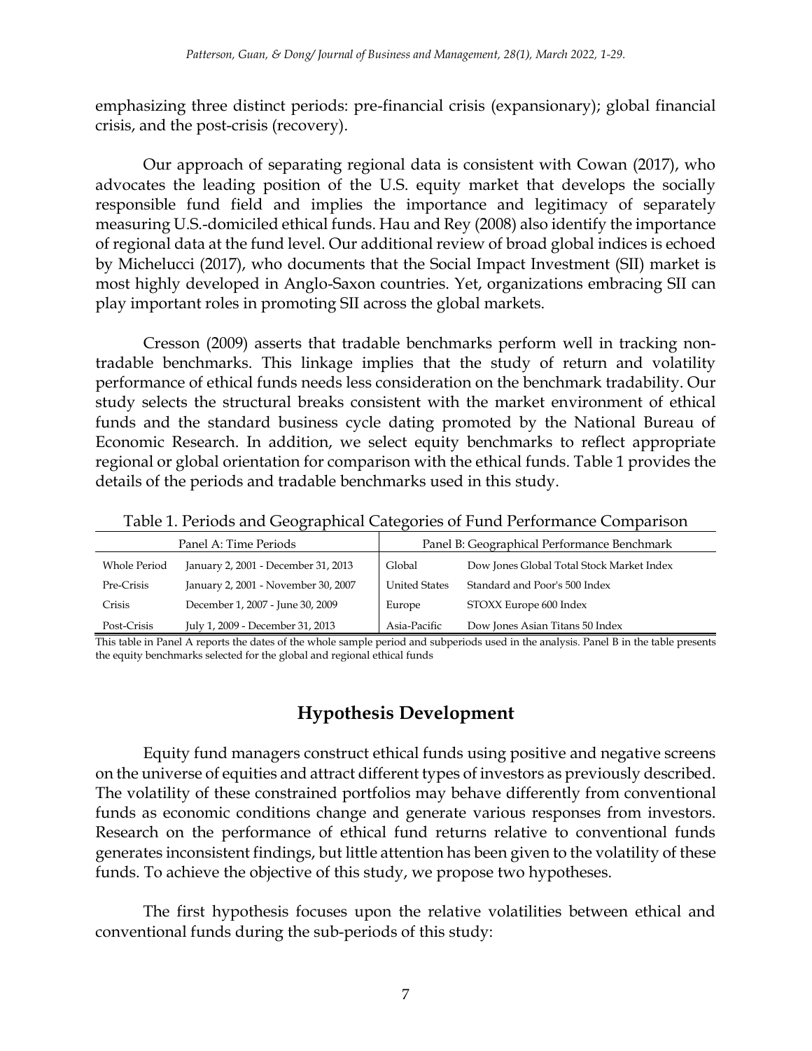emphasizing three distinct periods: pre-financial crisis (expansionary); global financial crisis, and the post-crisis (recovery).

Our approach of separating regional data is consistent with Cowan (2017), who advocates the leading position of the U.S. equity market that develops the socially responsible fund field and implies the importance and legitimacy of separately measuring U.S.-domiciled ethical funds. Hau and Rey (2008) also identify the importance of regional data at the fund level. Our additional review of broad global indices is echoed by Michelucci (2017), who documents that the Social Impact Investment (SII) market is most highly developed in Anglo-Saxon countries. Yet, organizations embracing SII can play important roles in promoting SII across the global markets.

Cresson (2009) asserts that tradable benchmarks perform well in tracking non-tradable benchmarks. This linkage implies that the study of return and volatility performance of ethical funds needs less consideration on the benchmark tradability. Our study selects the structural breaks consistent with the market environment of ethical funds and the standard business cycle dating promoted by the National Bureau of Economic Research. In addition, we select equity benchmarks to reflect appropriate regional or global orientation for comparison with the ethical funds. Table 1 provides the details of the periods and tradable benchmarks used in this study.

Table 1. Periods and Geographical Categories of Fund Performance Comparison

| Panel A: Time Periods | | Panel B: Geographical Performance Benchmark | |
|---|---|---|---|
| Whole Period | January 2, 2001 - December 31, 2013 | Global | Dow Jones Global Total Stock Market Index |
| Pre-Crisis | January 2, 2001 - November 30, 2007 | United States | Standard and Poor's 500 Index |
| Crisis | December 1, 2007 - June 30, 2009 | Europe | STOXX Europe 600 Index |
| Post-Crisis | July 1, 2009 - December 31, 2013 | Asia-Pacific | Dow Jones Asian Titans 50 Index |

This table in Panel A reports the dates of the whole sample period and subperiods used in the analysis. Panel B in the table presents the equity benchmarks selected for the global and regional ethical funds

## Hypothesis Development

Equity fund managers construct ethical funds using positive and negative screens on the universe of equities and attract different types of investors as previously described. The volatility of these constrained portfolios may behave differently from conventional funds as economic conditions change and generate various responses from investors. Research on the performance of ethical fund returns relative to conventional funds generates inconsistent findings, but little attention has been given to the volatility of these funds. To achieve the objective of this study, we propose two hypotheses.

The first hypothesis focuses upon the relative volatilities between ethical and conventional funds during the sub-periods of this study: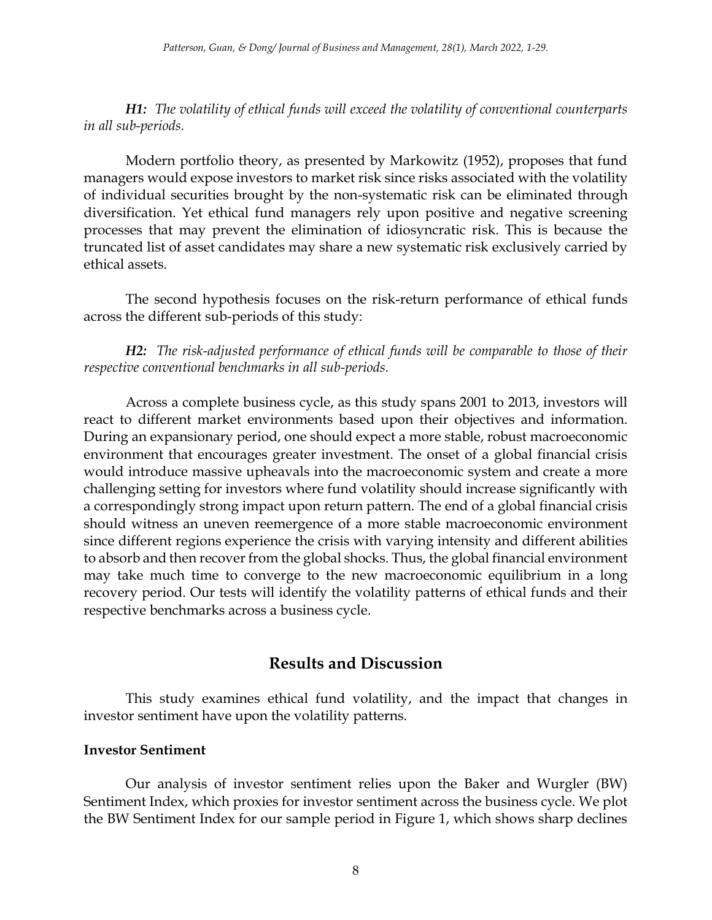***H1:*** *The volatility of ethical funds will exceed the volatility of conventional counterparts in all sub-periods.*

Modern portfolio theory, as presented by Markowitz (1952), proposes that fund managers would expose investors to market risk since risks associated with the volatility of individual securities brought by the non-systematic risk can be eliminated through diversification. Yet ethical fund managers rely upon positive and negative screening processes that may prevent the elimination of idiosyncratic risk. This is because the truncated list of asset candidates may share a new systematic risk exclusively carried by ethical assets.

The second hypothesis focuses on the risk-return performance of ethical funds across the different sub-periods of this study:

***H2:*** *The risk-adjusted performance of ethical funds will be comparable to those of their respective conventional benchmarks in all sub-periods.*

Across a complete business cycle, as this study spans 2001 to 2013, investors will react to different market environments based upon their objectives and information. During an expansionary period, one should expect a more stable, robust macroeconomic environment that encourages greater investment. The onset of a global financial crisis would introduce massive upheavals into the macroeconomic system and create a more challenging setting for investors where fund volatility should increase significantly with a correspondingly strong impact upon return pattern. The end of a global financial crisis should witness an uneven reemergence of a more stable macroeconomic environment since different regions experience the crisis with varying intensity and different abilities to absorb and then recover from the global shocks. Thus, the global financial environment may take much time to converge to the new macroeconomic equilibrium in a long recovery period. Our tests will identify the volatility patterns of ethical funds and their respective benchmarks across a business cycle.

## Results and Discussion

This study examines ethical fund volatility, and the impact that changes in investor sentiment have upon the volatility patterns.

### Investor Sentiment

Our analysis of investor sentiment relies upon the Baker and Wurgler (BW) Sentiment Index, which proxies for investor sentiment across the business cycle. We plot the BW Sentiment Index for our sample period in Figure 1, which shows sharp declines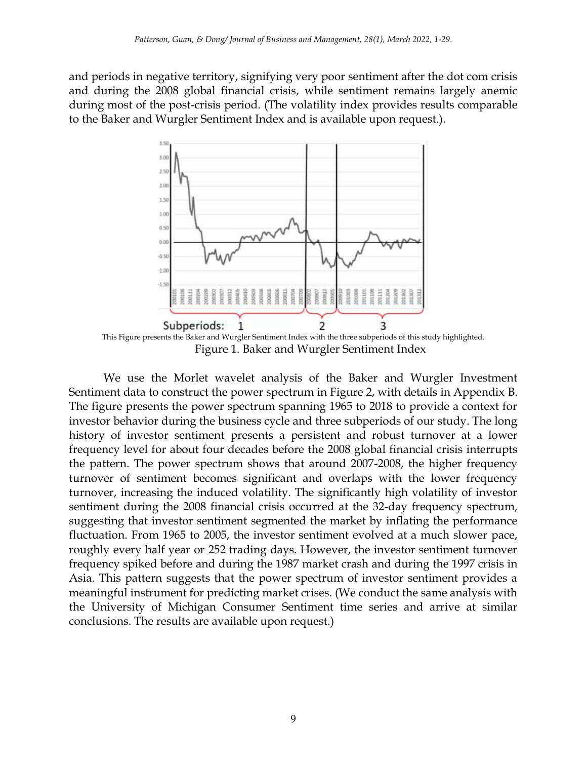and periods in negative territory, signifying very poor sentiment after the dot com crisis and during the 2008 global financial crisis, while sentiment remains largely anemic during most of the post-crisis period. (The volatility index provides results comparable to the Baker and Wurgler Sentiment Index and is available upon request.).

This Figure presents the Baker and Wurgler Sentiment Index with the three subperiods of this study highlighted.

Figure 1. Baker and Wurgler Sentiment Index

We use the Morlet wavelet analysis of the Baker and Wurgler Investment Sentiment data to construct the power spectrum in Figure 2, with details in Appendix B. The figure presents the power spectrum spanning 1965 to 2018 to provide a context for investor behavior during the business cycle and three subperiods of our study. The long history of investor sentiment presents a persistent and robust turnover at a lower frequency level for about four decades before the 2008 global financial crisis interrupts the pattern. The power spectrum shows that around 2007-2008, the higher frequency turnover of sentiment becomes significant and overlaps with the lower frequency turnover, increasing the induced volatility. The significantly high volatility of investor sentiment during the 2008 financial crisis occurred at the 32-day frequency spectrum, suggesting that investor sentiment segmented the market by inflating the performance fluctuation. From 1965 to 2005, the investor sentiment evolved at a much slower pace, roughly every half year or 252 trading days. However, the investor sentiment turnover frequency spiked before and during the 1987 market crash and during the 1997 crisis in Asia. This pattern suggests that the power spectrum of investor sentiment provides a meaningful instrument for predicting market crises. (We conduct the same analysis with the University of Michigan Consumer Sentiment time series and arrive at similar conclusions. The results are available upon request.)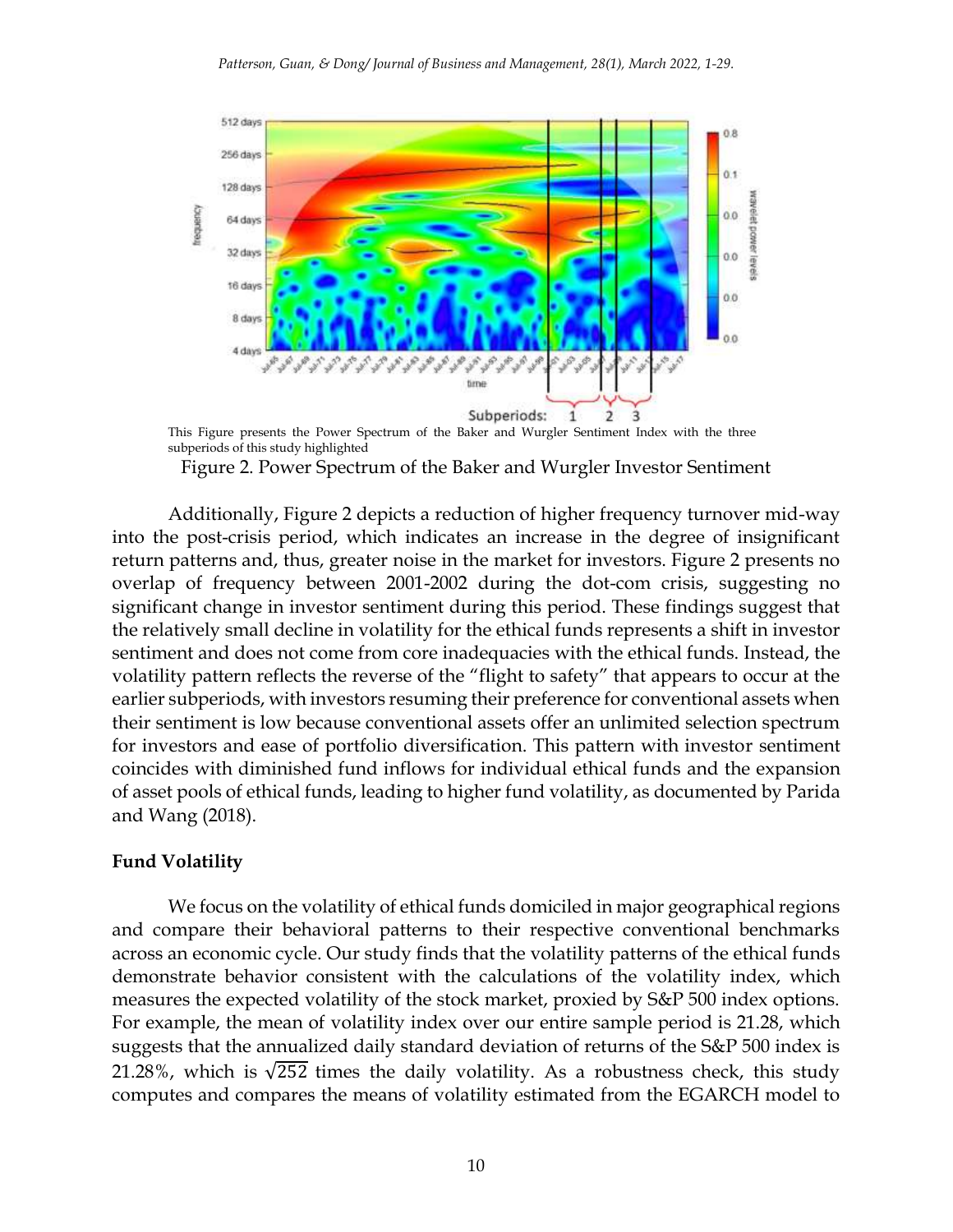This Figure presents the Power Spectrum of the Baker and Wurgler Sentiment Index with the three subperiods of this study highlighted

Figure 2. Power Spectrum of the Baker and Wurgler Investor Sentiment

Additionally, Figure 2 depicts a reduction of higher frequency turnover mid-way into the post-crisis period, which indicates an increase in the degree of insignificant return patterns and, thus, greater noise in the market for investors. Figure 2 presents no overlap of frequency between 2001-2002 during the dot-com crisis, suggesting no significant change in investor sentiment during this period. These findings suggest that the relatively small decline in volatility for the ethical funds represents a shift in investor sentiment and does not come from core inadequacies with the ethical funds. Instead, the volatility pattern reflects the reverse of the "flight to safety" that appears to occur at the earlier subperiods, with investors resuming their preference for conventional assets when their sentiment is low because conventional assets offer an unlimited selection spectrum for investors and ease of portfolio diversification. This pattern with investor sentiment coincides with diminished fund inflows for individual ethical funds and the expansion of asset pools of ethical funds, leading to higher fund volatility, as documented by Parida and Wang (2018).

**Fund Volatility**

We focus on the volatility of ethical funds domiciled in major geographical regions and compare their behavioral patterns to their respective conventional benchmarks across an economic cycle. Our study finds that the volatility patterns of the ethical funds demonstrate behavior consistent with the calculations of the volatility index, which measures the expected volatility of the stock market, proxied by S&P 500 index options. For example, the mean of volatility index over our entire sample period is 21.28, which suggests that the annualized daily standard deviation of returns of the S&P 500 index is 21.28%, which is $\sqrt{252}$ times the daily volatility. As a robustness check, this study computes and compares the means of volatility estimated from the EGARCH model to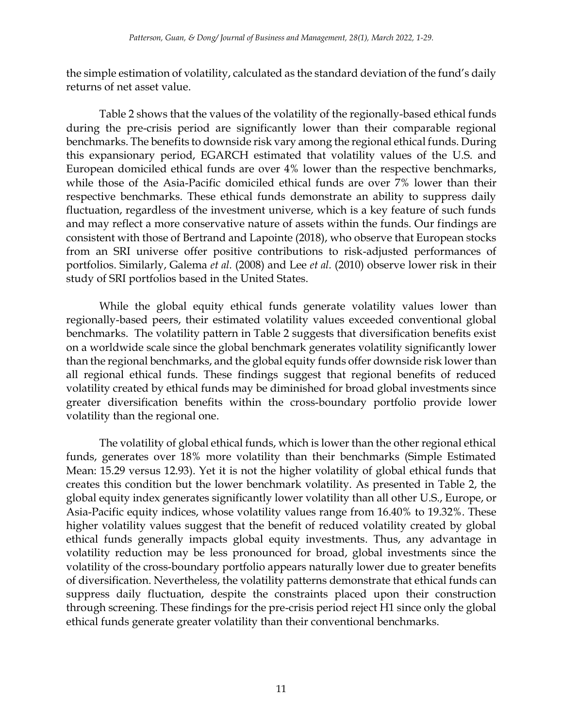the simple estimation of volatility, calculated as the standard deviation of the fund's daily returns of net asset value.

Table 2 shows that the values of the volatility of the regionally-based ethical funds during the pre-crisis period are significantly lower than their comparable regional benchmarks. The benefits to downside risk vary among the regional ethical funds. During this expansionary period, EGARCH estimated that volatility values of the U.S. and European domiciled ethical funds are over 4% lower than the respective benchmarks, while those of the Asia-Pacific domiciled ethical funds are over 7% lower than their respective benchmarks. These ethical funds demonstrate an ability to suppress daily fluctuation, regardless of the investment universe, which is a key feature of such funds and may reflect a more conservative nature of assets within the funds. Our findings are consistent with those of Bertrand and Lapointe (2018), who observe that European stocks from an SRI universe offer positive contributions to risk-adjusted performances of portfolios. Similarly, Galema *et al.* (2008) and Lee *et al.* (2010) observe lower risk in their study of SRI portfolios based in the United States.

While the global equity ethical funds generate volatility values lower than regionally-based peers, their estimated volatility values exceeded conventional global benchmarks. The volatility pattern in Table 2 suggests that diversification benefits exist on a worldwide scale since the global benchmark generates volatility significantly lower than the regional benchmarks, and the global equity funds offer downside risk lower than all regional ethical funds. These findings suggest that regional benefits of reduced volatility created by ethical funds may be diminished for broad global investments since greater diversification benefits within the cross-boundary portfolio provide lower volatility than the regional one.

The volatility of global ethical funds, which is lower than the other regional ethical funds, generates over 18% more volatility than their benchmarks (Simple Estimated Mean: 15.29 versus 12.93). Yet it is not the higher volatility of global ethical funds that creates this condition but the lower benchmark volatility. As presented in Table 2, the global equity index generates significantly lower volatility than all other U.S., Europe, or Asia-Pacific equity indices, whose volatility values range from 16.40% to 19.32%. These higher volatility values suggest that the benefit of reduced volatility created by global ethical funds generally impacts global equity investments. Thus, any advantage in volatility reduction may be less pronounced for broad, global investments since the volatility of the cross-boundary portfolio appears naturally lower due to greater benefits of diversification. Nevertheless, the volatility patterns demonstrate that ethical funds can suppress daily fluctuation, despite the constraints placed upon their construction through screening. These findings for the pre-crisis period reject H1 since only the global ethical funds generate greater volatility than their conventional benchmarks.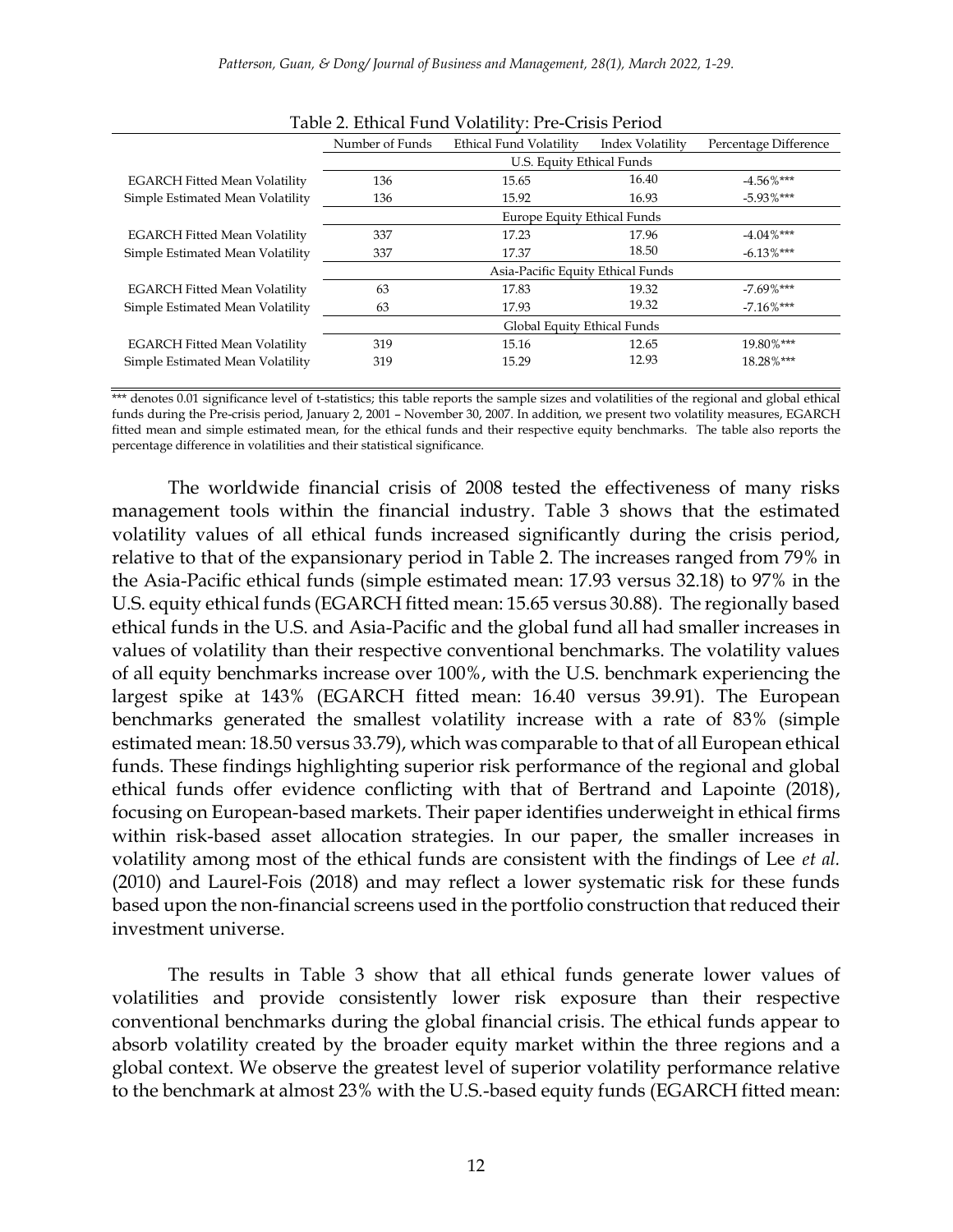Table 2. Ethical Fund Volatility: Pre-Crisis Period

| | Number of Funds | Ethical Fund Volatility | Index Volatility | Percentage Difference |
|---|---|---|---|---|
| | U.S. Equity Ethical Funds | | | |
| EGARCH Fitted Mean Volatility | 136 | 15.65 | 16.40 | -4.56%*** |
| Simple Estimated Mean Volatility | 136 | 15.92 | 16.93 | -5.93%*** |
| | Europe Equity Ethical Funds | | | |
| EGARCH Fitted Mean Volatility | 337 | 17.23 | 17.96 | -4.04%*** |
| Simple Estimated Mean Volatility | 337 | 17.37 | 18.50 | -6.13%*** |
| | Asia-Pacific Equity Ethical Funds | | | |
| EGARCH Fitted Mean Volatility | 63 | 17.83 | 19.32 | -7.69%*** |
| Simple Estimated Mean Volatility | 63 | 17.93 | 19.32 | -7.16%*** |
| | Global Equity Ethical Funds | | | |
| EGARCH Fitted Mean Volatility | 319 | 15.16 | 12.65 | 19.80%*** |
| Simple Estimated Mean Volatility | 319 | 15.29 | 12.93 | 18.28%*** |

*** denotes 0.01 significance level of t-statistics; this table reports the sample sizes and volatilities of the regional and global ethical funds during the Pre-crisis period, January 2, 2001 – November 30, 2007. In addition, we present two volatility measures, EGARCH fitted mean and simple estimated mean, for the ethical funds and their respective equity benchmarks. The table also reports the percentage difference in volatilities and their statistical significance.

The worldwide financial crisis of 2008 tested the effectiveness of many risks management tools within the financial industry. Table 3 shows that the estimated volatility values of all ethical funds increased significantly during the crisis period, relative to that of the expansionary period in Table 2. The increases ranged from 79% in the Asia-Pacific ethical funds (simple estimated mean: 17.93 versus 32.18) to 97% in the U.S. equity ethical funds (EGARCH fitted mean: 15.65 versus 30.88). The regionally based ethical funds in the U.S. and Asia-Pacific and the global fund all had smaller increases in values of volatility than their respective conventional benchmarks. The volatility values of all equity benchmarks increase over 100%, with the U.S. benchmark experiencing the largest spike at 143% (EGARCH fitted mean: 16.40 versus 39.91). The European benchmarks generated the smallest volatility increase with a rate of 83% (simple estimated mean: 18.50 versus 33.79), which was comparable to that of all European ethical funds. These findings highlighting superior risk performance of the regional and global ethical funds offer evidence conflicting with that of Bertrand and Lapointe (2018), focusing on European-based markets. Their paper identifies underweight in ethical firms within risk-based asset allocation strategies. In our paper, the smaller increases in volatility among most of the ethical funds are consistent with the findings of Lee *et al.* (2010) and Laurel-Fois (2018) and may reflect a lower systematic risk for these funds based upon the non-financial screens used in the portfolio construction that reduced their investment universe.

The results in Table 3 show that all ethical funds generate lower values of volatilities and provide consistently lower risk exposure than their respective conventional benchmarks during the global financial crisis. The ethical funds appear to absorb volatility created by the broader equity market within the three regions and a global context. We observe the greatest level of superior volatility performance relative to the benchmark at almost 23% with the U.S.-based equity funds (EGARCH fitted mean: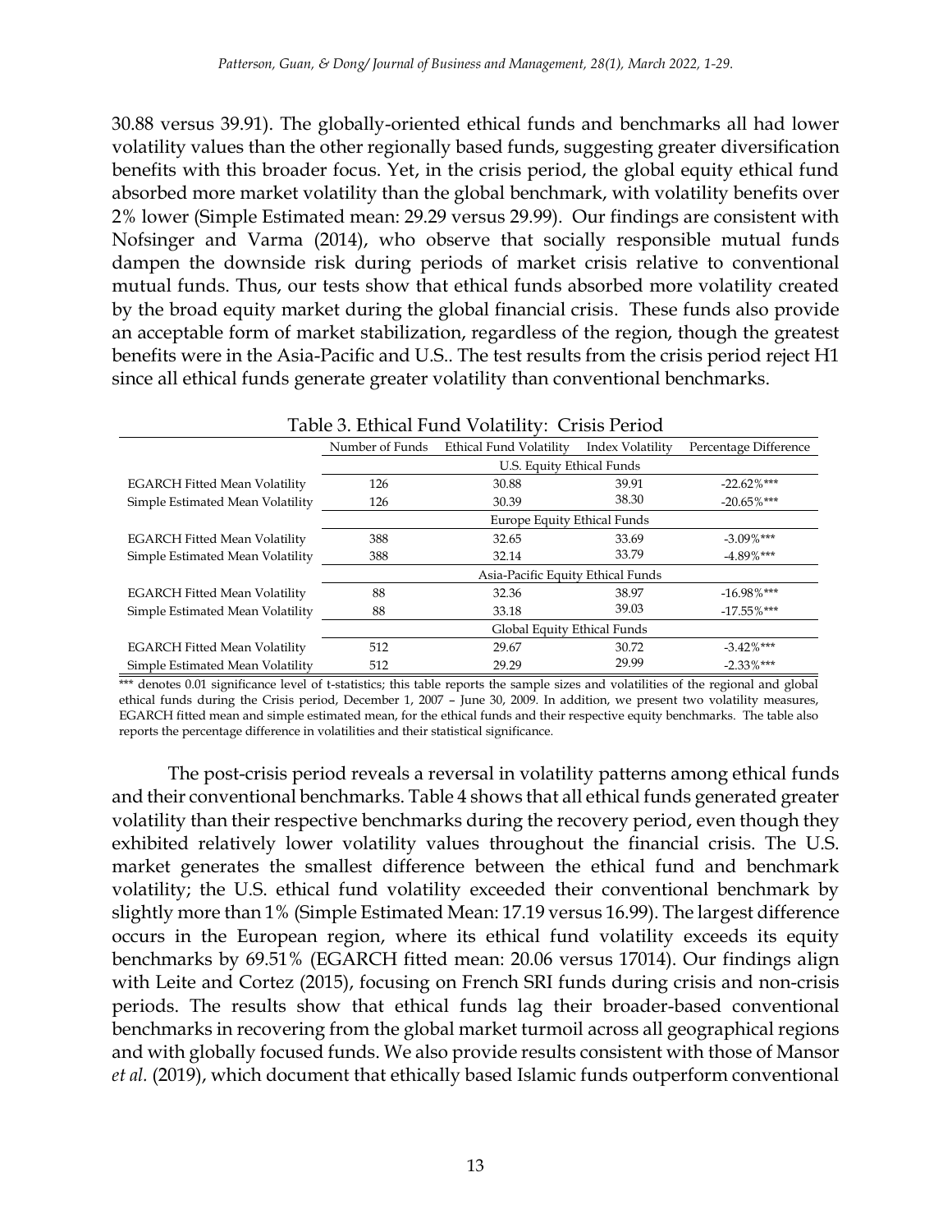30.88 versus 39.91). The globally-oriented ethical funds and benchmarks all had lower volatility values than the other regionally based funds, suggesting greater diversification benefits with this broader focus. Yet, in the crisis period, the global equity ethical fund absorbed more market volatility than the global benchmark, with volatility benefits over 2% lower (Simple Estimated mean: 29.29 versus 29.99). Our findings are consistent with Nofsinger and Varma (2014), who observe that socially responsible mutual funds dampen the downside risk during periods of market crisis relative to conventional mutual funds. Thus, our tests show that ethical funds absorbed more volatility created by the broad equity market during the global financial crisis. These funds also provide an acceptable form of market stabilization, regardless of the region, though the greatest benefits were in the Asia-Pacific and U.S.. The test results from the crisis period reject H1 since all ethical funds generate greater volatility than conventional benchmarks.

Table 3. Ethical Fund Volatility: Crisis Period

| | Number of Funds | Ethical Fund Volatility | Index Volatility | Percentage Difference |
|---|---|---|---|---|
| | U.S. Equity Ethical Funds | | | |
| EGARCH Fitted Mean Volatility | 126 | 30.88 | 39.91 | -22.62%*** |
| Simple Estimated Mean Volatility | 126 | 30.39 | 38.30 | -20.65%*** |
| | Europe Equity Ethical Funds | | | |
| EGARCH Fitted Mean Volatility | 388 | 32.65 | 33.69 | -3.09%*** |
| Simple Estimated Mean Volatility | 388 | 32.14 | 33.79 | -4.89%*** |
| | Asia-Pacific Equity Ethical Funds | | | |
| EGARCH Fitted Mean Volatility | 88 | 32.36 | 38.97 | -16.98%*** |
| Simple Estimated Mean Volatility | 88 | 33.18 | 39.03 | -17.55%*** |
| | Global Equity Ethical Funds | | | |
| EGARCH Fitted Mean Volatility | 512 | 29.67 | 30.72 | -3.42%*** |
| Simple Estimated Mean Volatility | 512 | 29.29 | 29.99 | -2.33%*** |

*** denotes 0.01 significance level of t-statistics; this table reports the sample sizes and volatilities of the regional and global ethical funds during the Crisis period, December 1, 2007 – June 30, 2009. In addition, we present two volatility measures, EGARCH fitted mean and simple estimated mean, for the ethical funds and their respective equity benchmarks. The table also reports the percentage difference in volatilities and their statistical significance.

The post-crisis period reveals a reversal in volatility patterns among ethical funds and their conventional benchmarks. Table 4 shows that all ethical funds generated greater volatility than their respective benchmarks during the recovery period, even though they exhibited relatively lower volatility values throughout the financial crisis. The U.S. market generates the smallest difference between the ethical fund and benchmark volatility; the U.S. ethical fund volatility exceeded their conventional benchmark by slightly more than 1% (Simple Estimated Mean: 17.19 versus 16.99). The largest difference occurs in the European region, where its ethical fund volatility exceeds its equity benchmarks by 69.51% (EGARCH fitted mean: 20.06 versus 17014). Our findings align with Leite and Cortez (2015), focusing on French SRI funds during crisis and non-crisis periods. The results show that ethical funds lag their broader-based conventional benchmarks in recovering from the global market turmoil across all geographical regions and with globally focused funds. We also provide results consistent with those of Mansor *et al.* (2019), which document that ethically based Islamic funds outperform conventional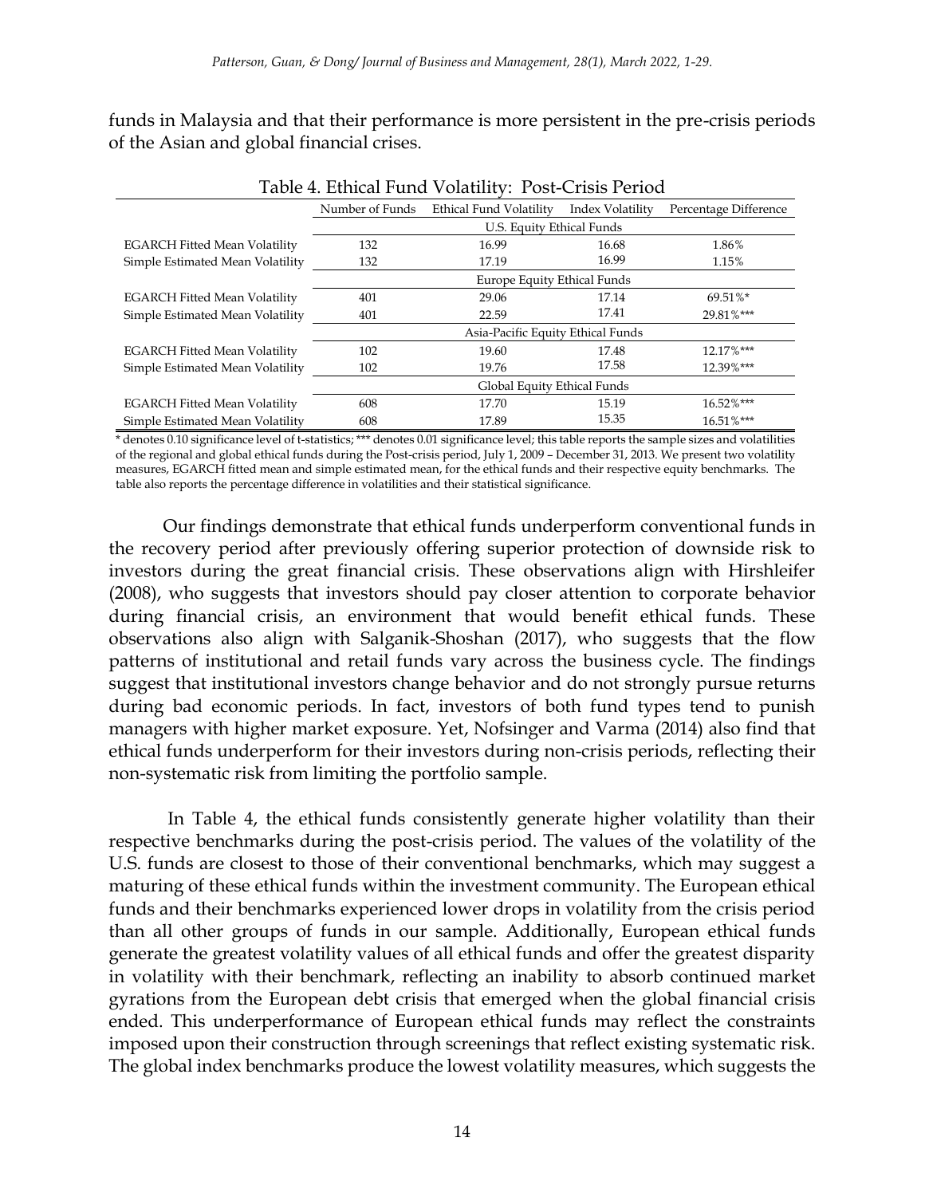funds in Malaysia and that their performance is more persistent in the pre-crisis periods of the Asian and global financial crises.

Table 4. Ethical Fund Volatility: Post-Crisis Period

| | Number of Funds | Ethical Fund Volatility | Index Volatility | Percentage Difference |
|---|---|---|---|---|
| | U.S. Equity Ethical Funds | | | |
| EGARCH Fitted Mean Volatility | 132 | 16.99 | 16.68 | 1.86% |
| Simple Estimated Mean Volatility | 132 | 17.19 | 16.99 | 1.15% |
| | Europe Equity Ethical Funds | | | |
| EGARCH Fitted Mean Volatility | 401 | 29.06 | 17.14 | 69.51%* |
| Simple Estimated Mean Volatility | 401 | 22.59 | 17.41 | 29.81%*** |
| | Asia-Pacific Equity Ethical Funds | | | |
| EGARCH Fitted Mean Volatility | 102 | 19.60 | 17.48 | 12.17%*** |
| Simple Estimated Mean Volatility | 102 | 19.76 | 17.58 | 12.39%*** |
| | Global Equity Ethical Funds | | | |
| EGARCH Fitted Mean Volatility | 608 | 17.70 | 15.19 | 16.52%*** |
| Simple Estimated Mean Volatility | 608 | 17.89 | 15.35 | 16.51%*** |

* denotes 0.10 significance level of t-statistics; *** denotes 0.01 significance level; this table reports the sample sizes and volatilities of the regional and global ethical funds during the Post-crisis period, July 1, 2009 – December 31, 2013. We present two volatility measures, EGARCH fitted mean and simple estimated mean, for the ethical funds and their respective equity benchmarks. The table also reports the percentage difference in volatilities and their statistical significance.

Our findings demonstrate that ethical funds underperform conventional funds in the recovery period after previously offering superior protection of downside risk to investors during the great financial crisis. These observations align with Hirshleifer (2008), who suggests that investors should pay closer attention to corporate behavior during financial crisis, an environment that would benefit ethical funds. These observations also align with Salganik-Shoshan (2017), who suggests that the flow patterns of institutional and retail funds vary across the business cycle. The findings suggest that institutional investors change behavior and do not strongly pursue returns during bad economic periods. In fact, investors of both fund types tend to punish managers with higher market exposure. Yet, Nofsinger and Varma (2014) also find that ethical funds underperform for their investors during non-crisis periods, reflecting their non-systematic risk from limiting the portfolio sample.

In Table 4, the ethical funds consistently generate higher volatility than their respective benchmarks during the post-crisis period. The values of the volatility of the U.S. funds are closest to those of their conventional benchmarks, which may suggest a maturing of these ethical funds within the investment community. The European ethical funds and their benchmarks experienced lower drops in volatility from the crisis period than all other groups of funds in our sample. Additionally, European ethical funds generate the greatest volatility values of all ethical funds and offer the greatest disparity in volatility with their benchmark, reflecting an inability to absorb continued market gyrations from the European debt crisis that emerged when the global financial crisis ended. This underperformance of European ethical funds may reflect the constraints imposed upon their construction through screenings that reflect existing systematic risk. The global index benchmarks produce the lowest volatility measures, which suggests the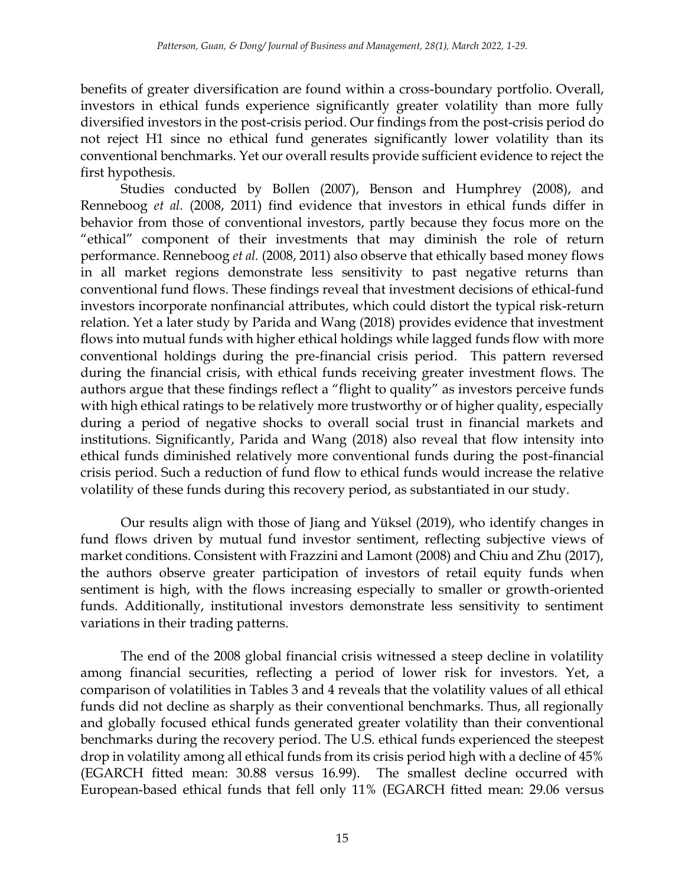benefits of greater diversification are found within a cross-boundary portfolio. Overall, investors in ethical funds experience significantly greater volatility than more fully diversified investors in the post-crisis period. Our findings from the post-crisis period do not reject H1 since no ethical fund generates significantly lower volatility than its conventional benchmarks. Yet our overall results provide sufficient evidence to reject the first hypothesis.

Studies conducted by Bollen (2007), Benson and Humphrey (2008), and Renneboog *et al.* (2008, 2011) find evidence that investors in ethical funds differ in behavior from those of conventional investors, partly because they focus more on the "ethical" component of their investments that may diminish the role of return performance. Renneboog *et al.* (2008, 2011) also observe that ethically based money flows in all market regions demonstrate less sensitivity to past negative returns than conventional fund flows. These findings reveal that investment decisions of ethical-fund investors incorporate nonfinancial attributes, which could distort the typical risk-return relation. Yet a later study by Parida and Wang (2018) provides evidence that investment flows into mutual funds with higher ethical holdings while lagged funds flow with more conventional holdings during the pre-financial crisis period. This pattern reversed during the financial crisis, with ethical funds receiving greater investment flows. The authors argue that these findings reflect a "flight to quality" as investors perceive funds with high ethical ratings to be relatively more trustworthy or of higher quality, especially during a period of negative shocks to overall social trust in financial markets and institutions. Significantly, Parida and Wang (2018) also reveal that flow intensity into ethical funds diminished relatively more conventional funds during the post-financial crisis period. Such a reduction of fund flow to ethical funds would increase the relative volatility of these funds during this recovery period, as substantiated in our study.

Our results align with those of Jiang and Yüksel (2019), who identify changes in fund flows driven by mutual fund investor sentiment, reflecting subjective views of market conditions. Consistent with Frazzini and Lamont (2008) and Chiu and Zhu (2017), the authors observe greater participation of investors of retail equity funds when sentiment is high, with the flows increasing especially to smaller or growth-oriented funds. Additionally, institutional investors demonstrate less sensitivity to sentiment variations in their trading patterns.

The end of the 2008 global financial crisis witnessed a steep decline in volatility among financial securities, reflecting a period of lower risk for investors. Yet, a comparison of volatilities in Tables 3 and 4 reveals that the volatility values of all ethical funds did not decline as sharply as their conventional benchmarks. Thus, all regionally and globally focused ethical funds generated greater volatility than their conventional benchmarks during the recovery period. The U.S. ethical funds experienced the steepest drop in volatility among all ethical funds from its crisis period high with a decline of 45% (EGARCH fitted mean: 30.88 versus 16.99). The smallest decline occurred with European-based ethical funds that fell only 11% (EGARCH fitted mean: 29.06 versus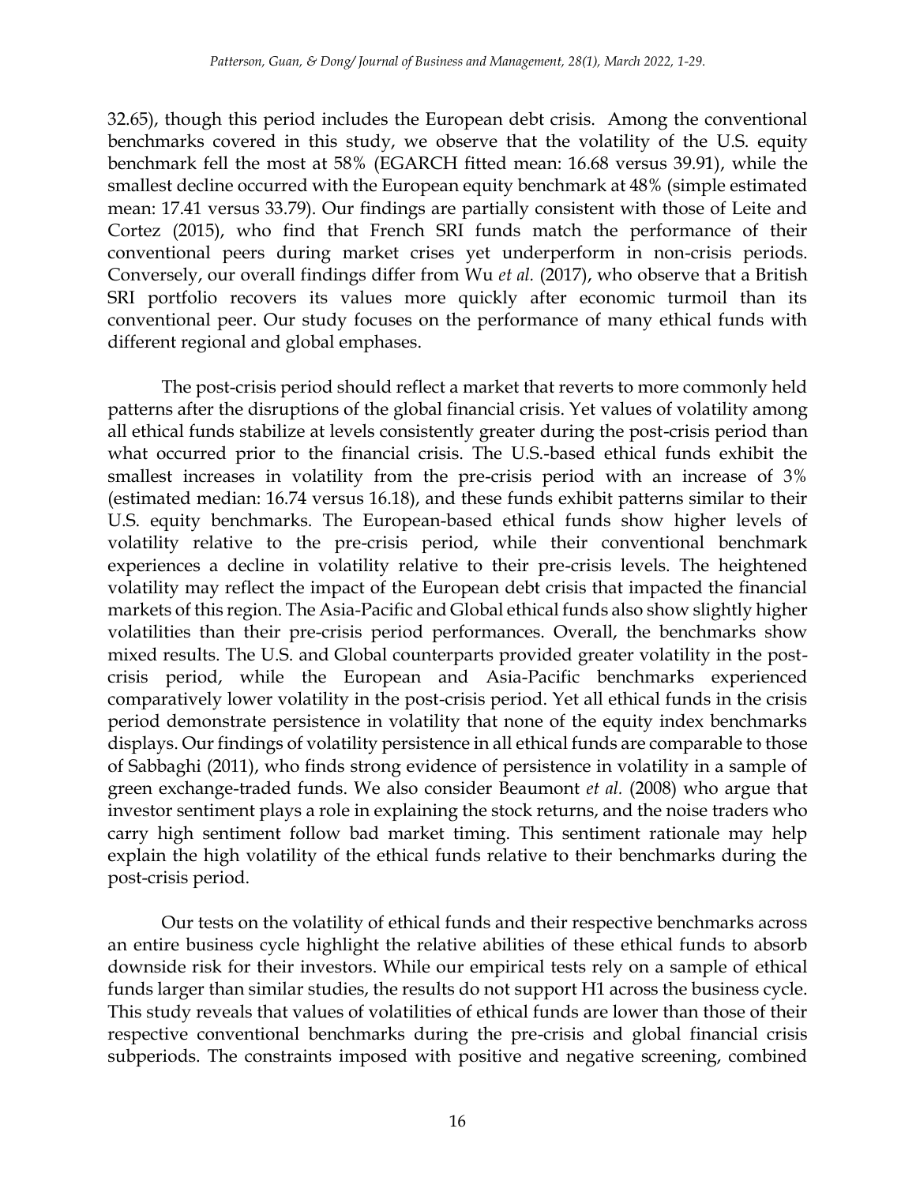32.65), though this period includes the European debt crisis. Among the conventional benchmarks covered in this study, we observe that the volatility of the U.S. equity benchmark fell the most at 58% (EGARCH fitted mean: 16.68 versus 39.91), while the smallest decline occurred with the European equity benchmark at 48% (simple estimated mean: 17.41 versus 33.79). Our findings are partially consistent with those of Leite and Cortez (2015), who find that French SRI funds match the performance of their conventional peers during market crises yet underperform in non-crisis periods. Conversely, our overall findings differ from Wu *et al.* (2017), who observe that a British SRI portfolio recovers its values more quickly after economic turmoil than its conventional peer. Our study focuses on the performance of many ethical funds with different regional and global emphases.

The post-crisis period should reflect a market that reverts to more commonly held patterns after the disruptions of the global financial crisis. Yet values of volatility among all ethical funds stabilize at levels consistently greater during the post-crisis period than what occurred prior to the financial crisis. The U.S.-based ethical funds exhibit the smallest increases in volatility from the pre-crisis period with an increase of 3% (estimated median: 16.74 versus 16.18), and these funds exhibit patterns similar to their U.S. equity benchmarks. The European-based ethical funds show higher levels of volatility relative to the pre-crisis period, while their conventional benchmark experiences a decline in volatility relative to their pre-crisis levels. The heightened volatility may reflect the impact of the European debt crisis that impacted the financial markets of this region. The Asia-Pacific and Global ethical funds also show slightly higher volatilities than their pre-crisis period performances. Overall, the benchmarks show mixed results. The U.S. and Global counterparts provided greater volatility in the post-crisis period, while the European and Asia-Pacific benchmarks experienced comparatively lower volatility in the post-crisis period. Yet all ethical funds in the crisis period demonstrate persistence in volatility that none of the equity index benchmarks displays. Our findings of volatility persistence in all ethical funds are comparable to those of Sabbaghi (2011), who finds strong evidence of persistence in volatility in a sample of green exchange-traded funds. We also consider Beaumont *et al.* (2008) who argue that investor sentiment plays a role in explaining the stock returns, and the noise traders who carry high sentiment follow bad market timing. This sentiment rationale may help explain the high volatility of the ethical funds relative to their benchmarks during the post-crisis period.

Our tests on the volatility of ethical funds and their respective benchmarks across an entire business cycle highlight the relative abilities of these ethical funds to absorb downside risk for their investors. While our empirical tests rely on a sample of ethical funds larger than similar studies, the results do not support H1 across the business cycle. This study reveals that values of volatilities of ethical funds are lower than those of their respective conventional benchmarks during the pre-crisis and global financial crisis subperiods. The constraints imposed with positive and negative screening, combined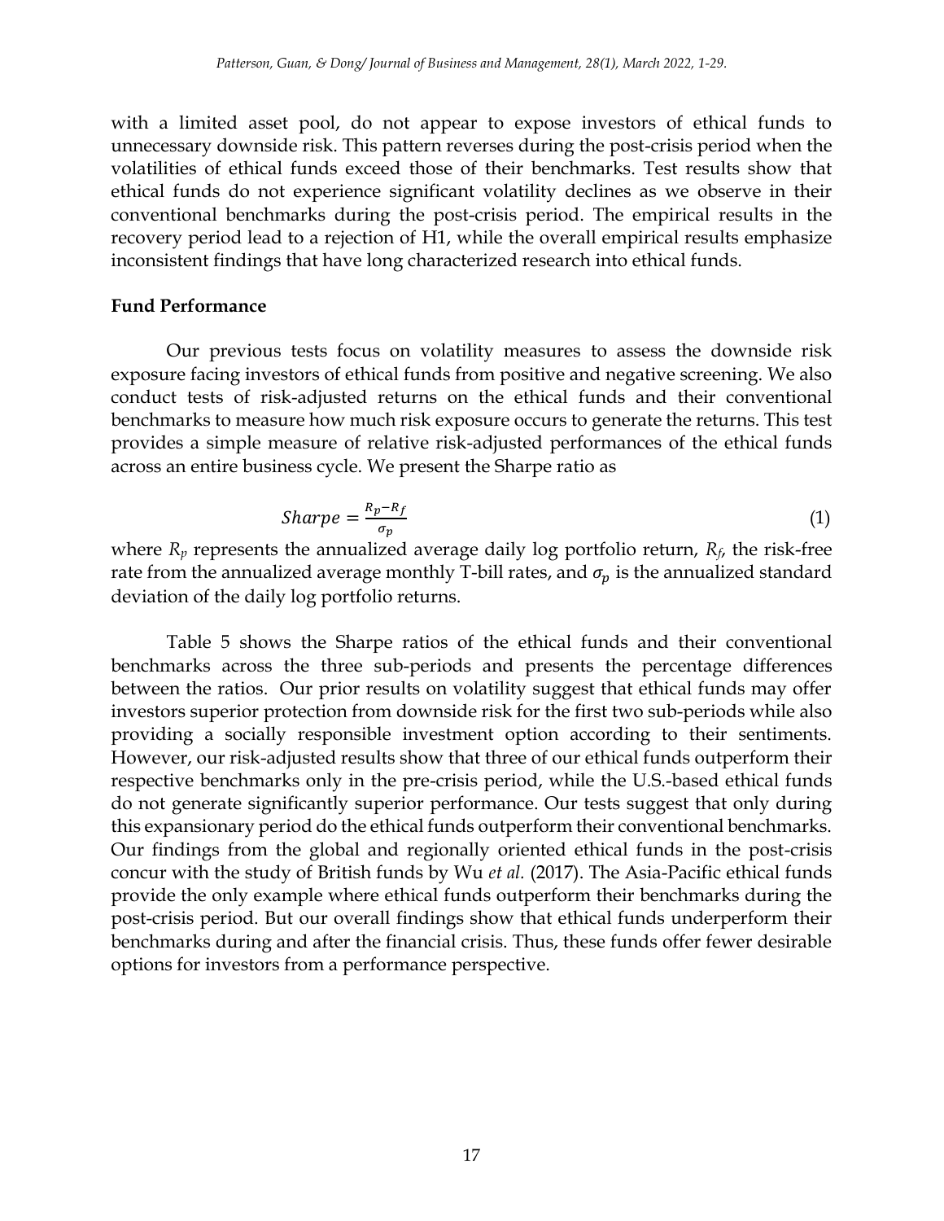with a limited asset pool, do not appear to expose investors of ethical funds to unnecessary downside risk. This pattern reverses during the post-crisis period when the volatilities of ethical funds exceed those of their benchmarks. Test results show that ethical funds do not experience significant volatility declines as we observe in their conventional benchmarks during the post-crisis period. The empirical results in the recovery period lead to a rejection of H1, while the overall empirical results emphasize inconsistent findings that have long characterized research into ethical funds.

## Fund Performance

Our previous tests focus on volatility measures to assess the downside risk exposure facing investors of ethical funds from positive and negative screening. We also conduct tests of risk-adjusted returns on the ethical funds and their conventional benchmarks to measure how much risk exposure occurs to generate the returns. This test provides a simple measure of relative risk-adjusted performances of the ethical funds across an entire business cycle. We present the Sharpe ratio as

$$Sharpe = \frac{R_p - R_f}{\sigma_p} \tag{1}$$

where $R_p$ represents the annualized average daily log portfolio return, $R_f$, the risk-free rate from the annualized average monthly T-bill rates, and $\sigma_p$ is the annualized standard deviation of the daily log portfolio returns.

Table 5 shows the Sharpe ratios of the ethical funds and their conventional benchmarks across the three sub-periods and presents the percentage differences between the ratios. Our prior results on volatility suggest that ethical funds may offer investors superior protection from downside risk for the first two sub-periods while also providing a socially responsible investment option according to their sentiments. However, our risk-adjusted results show that three of our ethical funds outperform their respective benchmarks only in the pre-crisis period, while the U.S.-based ethical funds do not generate significantly superior performance. Our tests suggest that only during this expansionary period do the ethical funds outperform their conventional benchmarks. Our findings from the global and regionally oriented ethical funds in the post-crisis concur with the study of British funds by Wu *et al.* (2017). The Asia-Pacific ethical funds provide the only example where ethical funds outperform their benchmarks during the post-crisis period. But our overall findings show that ethical funds underperform their benchmarks during and after the financial crisis. Thus, these funds offer fewer desirable options for investors from a performance perspective.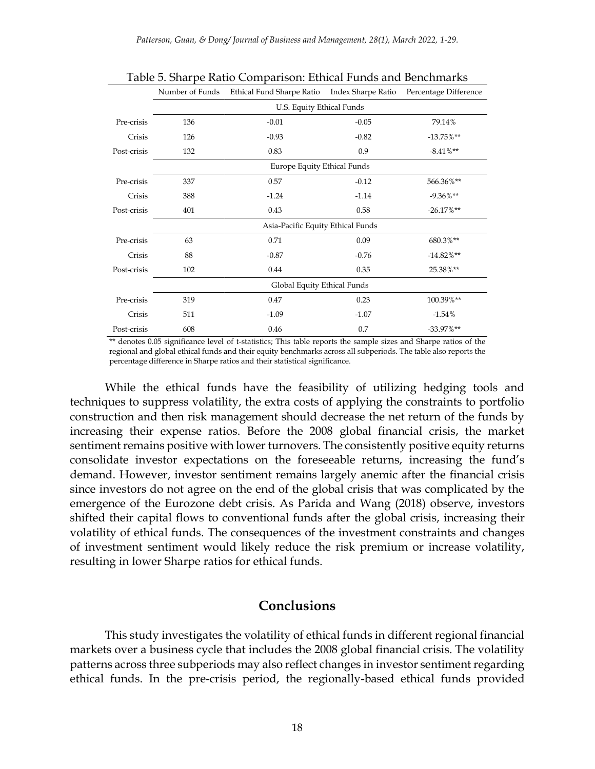Table 5. Sharpe Ratio Comparison: Ethical Funds and Benchmarks

| | Number of Funds | Ethical Fund Sharpe Ratio | Index Sharpe Ratio | Percentage Difference |
|---|---|---|---|---|
| | U.S. Equity Ethical Funds | | | |
| Pre-crisis | 136 | -0.01 | -0.05 | 79.14% |
| Crisis | 126 | -0.93 | -0.82 | -13.75%** |
| Post-crisis | 132 | 0.83 | 0.9 | -8.41%** |
| | Europe Equity Ethical Funds | | | |
| Pre-crisis | 337 | 0.57 | -0.12 | 566.36%** |
| Crisis | 388 | -1.24 | -1.14 | -9.36%** |
| Post-crisis | 401 | 0.43 | 0.58 | -26.17%** |
| | Asia-Pacific Equity Ethical Funds | | | |
| Pre-crisis | 63 | 0.71 | 0.09 | 680.3%** |
| Crisis | 88 | -0.87 | -0.76 | -14.82%** |
| Post-crisis | 102 | 0.44 | 0.35 | 25.38%** |
| | Global Equity Ethical Funds | | | |
| Pre-crisis | 319 | 0.47 | 0.23 | 100.39%** |
| Crisis | 511 | -1.09 | -1.07 | -1.54% |
| Post-crisis | 608 | 0.46 | 0.7 | -33.97%** |

** denotes 0.05 significance level of t-statistics; This table reports the sample sizes and Sharpe ratios of the regional and global ethical funds and their equity benchmarks across all subperiods. The table also reports the percentage difference in Sharpe ratios and their statistical significance.

While the ethical funds have the feasibility of utilizing hedging tools and techniques to suppress volatility, the extra costs of applying the constraints to portfolio construction and then risk management should decrease the net return of the funds by increasing their expense ratios. Before the 2008 global financial crisis, the market sentiment remains positive with lower turnovers. The consistently positive equity returns consolidate investor expectations on the foreseeable returns, increasing the fund's demand. However, investor sentiment remains largely anemic after the financial crisis since investors do not agree on the end of the global crisis that was complicated by the emergence of the Eurozone debt crisis. As Parida and Wang (2018) observe, investors shifted their capital flows to conventional funds after the global crisis, increasing their volatility of ethical funds. The consequences of the investment constraints and changes of investment sentiment would likely reduce the risk premium or increase volatility, resulting in lower Sharpe ratios for ethical funds.

## Conclusions

This study investigates the volatility of ethical funds in different regional financial markets over a business cycle that includes the 2008 global financial crisis. The volatility patterns across three subperiods may also reflect changes in investor sentiment regarding ethical funds. In the pre-crisis period, the regionally-based ethical funds provided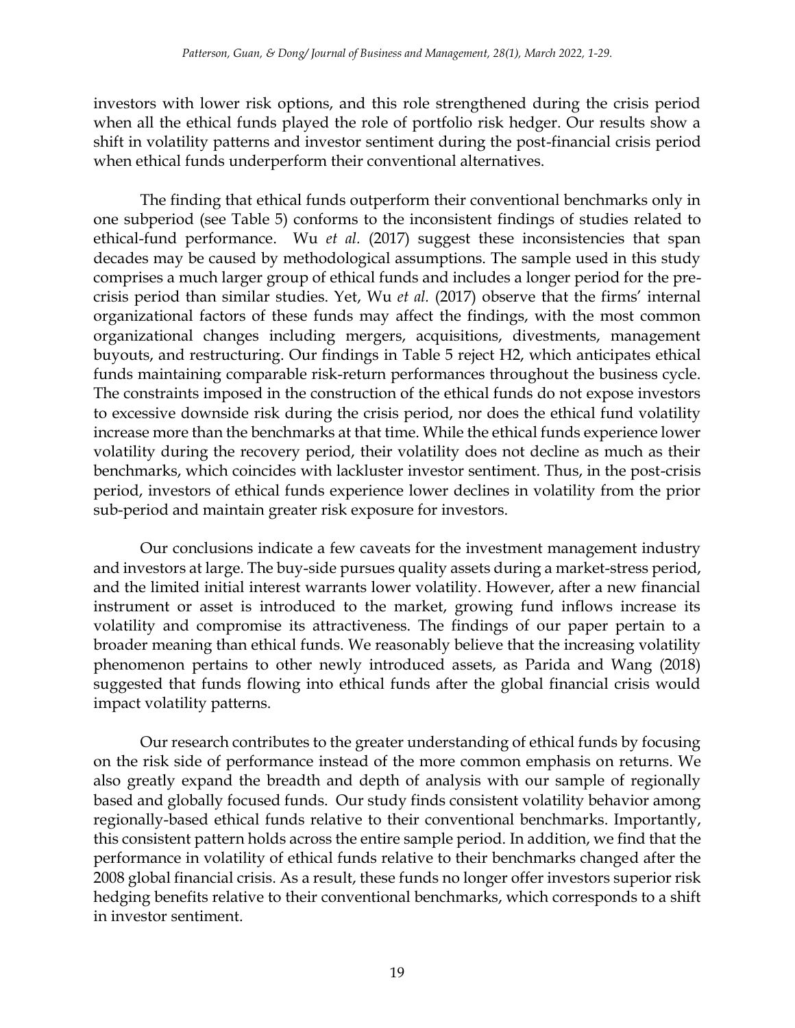investors with lower risk options, and this role strengthened during the crisis period when all the ethical funds played the role of portfolio risk hedger. Our results show a shift in volatility patterns and investor sentiment during the post-financial crisis period when ethical funds underperform their conventional alternatives.

The finding that ethical funds outperform their conventional benchmarks only in one subperiod (see Table 5) conforms to the inconsistent findings of studies related to ethical-fund performance. Wu *et al.* (2017) suggest these inconsistencies that span decades may be caused by methodological assumptions. The sample used in this study comprises a much larger group of ethical funds and includes a longer period for the pre-crisis period than similar studies. Yet, Wu *et al.* (2017) observe that the firms' internal organizational factors of these funds may affect the findings, with the most common organizational changes including mergers, acquisitions, divestments, management buyouts, and restructuring. Our findings in Table 5 reject H2, which anticipates ethical funds maintaining comparable risk-return performances throughout the business cycle. The constraints imposed in the construction of the ethical funds do not expose investors to excessive downside risk during the crisis period, nor does the ethical fund volatility increase more than the benchmarks at that time. While the ethical funds experience lower volatility during the recovery period, their volatility does not decline as much as their benchmarks, which coincides with lackluster investor sentiment. Thus, in the post-crisis period, investors of ethical funds experience lower declines in volatility from the prior sub-period and maintain greater risk exposure for investors.

Our conclusions indicate a few caveats for the investment management industry and investors at large. The buy-side pursues quality assets during a market-stress period, and the limited initial interest warrants lower volatility. However, after a new financial instrument or asset is introduced to the market, growing fund inflows increase its volatility and compromise its attractiveness. The findings of our paper pertain to a broader meaning than ethical funds. We reasonably believe that the increasing volatility phenomenon pertains to other newly introduced assets, as Parida and Wang (2018) suggested that funds flowing into ethical funds after the global financial crisis would impact volatility patterns.

Our research contributes to the greater understanding of ethical funds by focusing on the risk side of performance instead of the more common emphasis on returns. We also greatly expand the breadth and depth of analysis with our sample of regionally based and globally focused funds. Our study finds consistent volatility behavior among regionally-based ethical funds relative to their conventional benchmarks. Importantly, this consistent pattern holds across the entire sample period. In addition, we find that the performance in volatility of ethical funds relative to their benchmarks changed after the 2008 global financial crisis. As a result, these funds no longer offer investors superior risk hedging benefits relative to their conventional benchmarks, which corresponds to a shift in investor sentiment.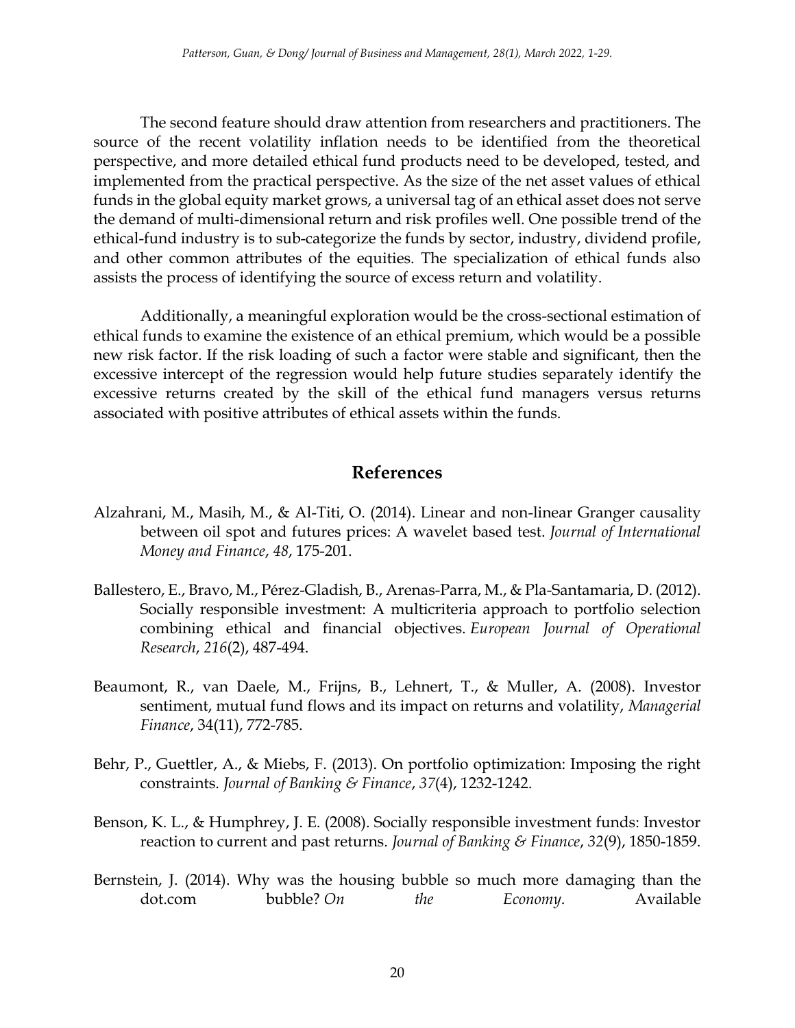The second feature should draw attention from researchers and practitioners. The source of the recent volatility inflation needs to be identified from the theoretical perspective, and more detailed ethical fund products need to be developed, tested, and implemented from the practical perspective. As the size of the net asset values of ethical funds in the global equity market grows, a universal tag of an ethical asset does not serve the demand of multi-dimensional return and risk profiles well. One possible trend of the ethical-fund industry is to sub-categorize the funds by sector, industry, dividend profile, and other common attributes of the equities. The specialization of ethical funds also assists the process of identifying the source of excess return and volatility.

Additionally, a meaningful exploration would be the cross-sectional estimation of ethical funds to examine the existence of an ethical premium, which would be a possible new risk factor. If the risk loading of such a factor were stable and significant, then the excessive intercept of the regression would help future studies separately identify the excessive returns created by the skill of the ethical fund managers versus returns associated with positive attributes of ethical assets within the funds.

## References

Alzahrani, M., Masih, M., & Al-Titi, O. (2014). Linear and non-linear Granger causality between oil spot and futures prices: A wavelet based test. *Journal of International Money and Finance*, *48*, 175-201.

Ballestero, E., Bravo, M., Pérez-Gladish, B., Arenas-Parra, M., & Pla-Santamaria, D. (2012). Socially responsible investment: A multicriteria approach to portfolio selection combining ethical and financial objectives. *European Journal of Operational Research*, *216*(2), 487-494.

Beaumont, R., van Daele, M., Frijns, B., Lehnert, T., & Muller, A. (2008). Investor sentiment, mutual fund flows and its impact on returns and volatility, *Managerial Finance*, 34(11), 772-785.

Behr, P., Guettler, A., & Miebs, F. (2013). On portfolio optimization: Imposing the right constraints. *Journal of Banking & Finance*, *37*(4), 1232-1242.

Benson, K. L., & Humphrey, J. E. (2008). Socially responsible investment funds: Investor reaction to current and past returns. *Journal of Banking & Finance*, *32*(9), 1850-1859.

Bernstein, J. (2014). Why was the housing bubble so much more damaging than the dot.com bubble? *On the Economy*. Available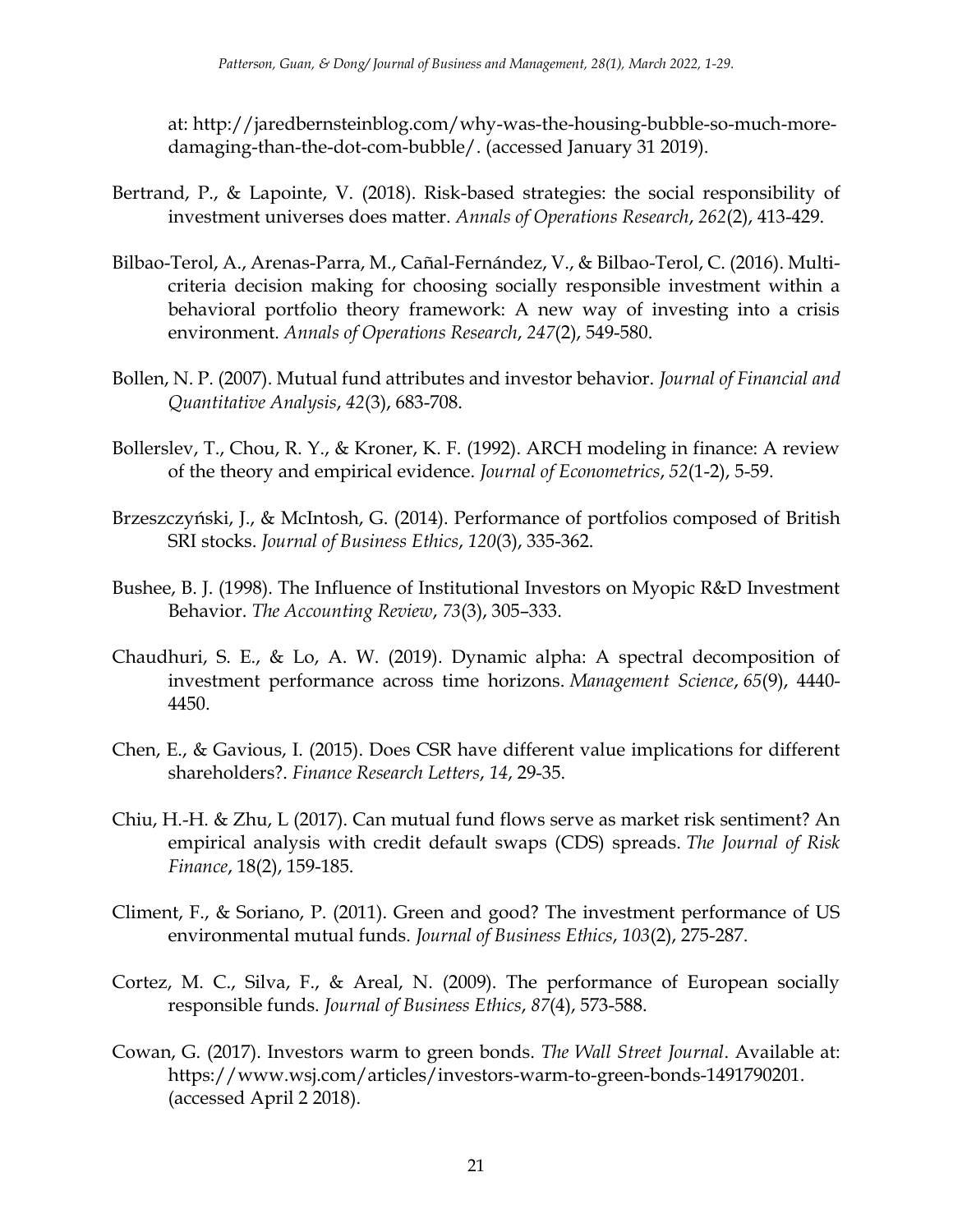at: http://jaredbernsteinblog.com/why-was-the-housing-bubble-so-much-more-damaging-than-the-dot-com-bubble/. (accessed January 31 2019).

Bertrand, P., & Lapointe, V. (2018). Risk-based strategies: the social responsibility of investment universes does matter. *Annals of Operations Research*, *262*(2), 413-429.

Bilbao-Terol, A., Arenas-Parra, M., Cañal-Fernández, V., & Bilbao-Terol, C. (2016). Multi-criteria decision making for choosing socially responsible investment within a behavioral portfolio theory framework: A new way of investing into a crisis environment. *Annals of Operations Research*, *247*(2), 549-580.

Bollen, N. P. (2007). Mutual fund attributes and investor behavior. *Journal of Financial and Quantitative Analysis*, *42*(3), 683-708.

Bollerslev, T., Chou, R. Y., & Kroner, K. F. (1992). ARCH modeling in finance: A review of the theory and empirical evidence. *Journal of Econometrics*, *52*(1-2), 5-59.

Brzeszczyński, J., & McIntosh, G. (2014). Performance of portfolios composed of British SRI stocks. *Journal of Business Ethics*, *120*(3), 335-362.

Bushee, B. J. (1998). The Influence of Institutional Investors on Myopic R&D Investment Behavior. *The Accounting Review*, *73*(3), 305–333.

Chaudhuri, S. E., & Lo, A. W. (2019). Dynamic alpha: A spectral decomposition of investment performance across time horizons. *Management Science*, *65*(9), 4440-4450.

Chen, E., & Gavious, I. (2015). Does CSR have different value implications for different shareholders?. *Finance Research Letters*, *14*, 29-35.

Chiu, H.-H. & Zhu, L (2017). Can mutual fund flows serve as market risk sentiment? An empirical analysis with credit default swaps (CDS) spreads. *The Journal of Risk Finance*, 18(2), 159-185.

Climent, F., & Soriano, P. (2011). Green and good? The investment performance of US environmental mutual funds. *Journal of Business Ethics*, *103*(2), 275-287.

Cortez, M. C., Silva, F., & Areal, N. (2009). The performance of European socially responsible funds. *Journal of Business Ethics*, *87*(4), 573-588.

Cowan, G. (2017). Investors warm to green bonds. *The Wall Street Journal*. Available at: https://www.wsj.com/articles/investors-warm-to-green-bonds-1491790201. (accessed April 2 2018).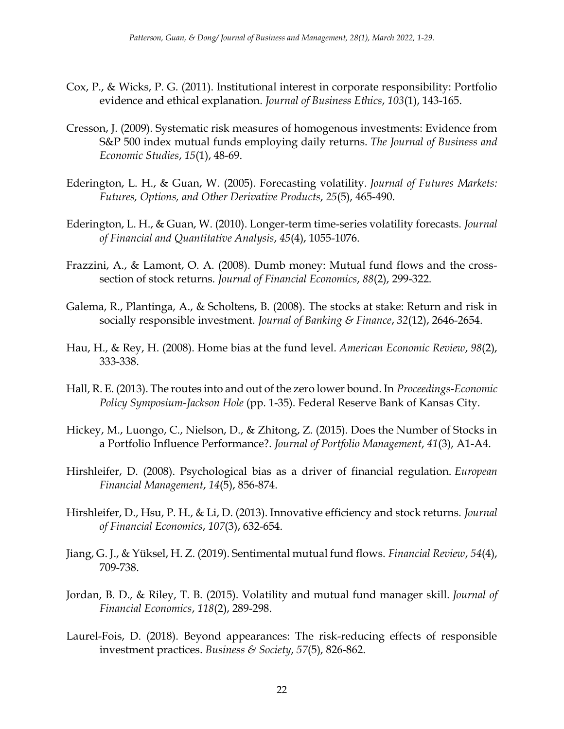Cox, P., & Wicks, P. G. (2011). Institutional interest in corporate responsibility: Portfolio evidence and ethical explanation. *Journal of Business Ethics*, *103*(1), 143-165.

Cresson, J. (2009). Systematic risk measures of homogenous investments: Evidence from S&P 500 index mutual funds employing daily returns. *The Journal of Business and Economic Studies*, *15*(1), 48-69.

Ederington, L. H., & Guan, W. (2005). Forecasting volatility. *Journal of Futures Markets: Futures, Options, and Other Derivative Products*, *25*(5), 465-490.

Ederington, L. H., & Guan, W. (2010). Longer-term time-series volatility forecasts. *Journal of Financial and Quantitative Analysis*, *45*(4), 1055-1076.

Frazzini, A., & Lamont, O. A. (2008). Dumb money: Mutual fund flows and the cross-section of stock returns. *Journal of Financial Economics*, *88*(2), 299-322.

Galema, R., Plantinga, A., & Scholtens, B. (2008). The stocks at stake: Return and risk in socially responsible investment. *Journal of Banking & Finance*, *32*(12), 2646-2654.

Hau, H., & Rey, H. (2008). Home bias at the fund level. *American Economic Review*, *98*(2), 333-338.

Hall, R. E. (2013). The routes into and out of the zero lower bound. In *Proceedings-Economic Policy Symposium-Jackson Hole* (pp. 1-35). Federal Reserve Bank of Kansas City.

Hickey, M., Luongo, C., Nielson, D., & Zhitong, Z. (2015). Does the Number of Stocks in a Portfolio Influence Performance?. *Journal of Portfolio Management*, *41*(3), A1-A4.

Hirshleifer, D. (2008). Psychological bias as a driver of financial regulation. *European Financial Management*, *14*(5), 856-874.

Hirshleifer, D., Hsu, P. H., & Li, D. (2013). Innovative efficiency and stock returns. *Journal of Financial Economics*, *107*(3), 632-654.

Jiang, G. J., & Yüksel, H. Z. (2019). Sentimental mutual fund flows. *Financial Review*, *54*(4), 709-738.

Jordan, B. D., & Riley, T. B. (2015). Volatility and mutual fund manager skill. *Journal of Financial Economics*, *118*(2), 289-298.

Laurel-Fois, D. (2018). Beyond appearances: The risk-reducing effects of responsible investment practices. *Business & Society*, *57*(5), 826-862.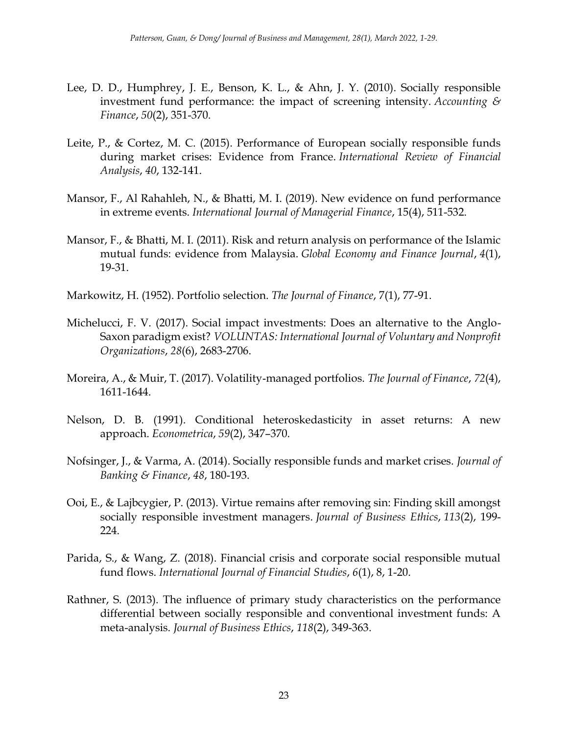Lee, D. D., Humphrey, J. E., Benson, K. L., & Ahn, J. Y. (2010). Socially responsible investment fund performance: the impact of screening intensity. *Accounting & Finance*, *50*(2), 351-370.

Leite, P., & Cortez, M. C. (2015). Performance of European socially responsible funds during market crises: Evidence from France. *International Review of Financial Analysis*, *40*, 132-141.

Mansor, F., Al Rahahleh, N., & Bhatti, M. I. (2019). New evidence on fund performance in extreme events. *International Journal of Managerial Finance*, 15(4), 511-532.

Mansor, F., & Bhatti, M. I. (2011). Risk and return analysis on performance of the Islamic mutual funds: evidence from Malaysia. *Global Economy and Finance Journal*, *4*(1), 19-31.

Markowitz, H. (1952). Portfolio selection. *The Journal of Finance*, 7(1), 77-91.

Michelucci, F. V. (2017). Social impact investments: Does an alternative to the Anglo-Saxon paradigm exist? *VOLUNTAS: International Journal of Voluntary and Nonprofit Organizations*, *28*(6), 2683-2706.

Moreira, A., & Muir, T. (2017). Volatility-managed portfolios. *The Journal of Finance*, *72*(4), 1611-1644.

Nelson, D. B. (1991). Conditional heteroskedasticity in asset returns: A new approach. *Econometrica*, *59*(2), 347–370.

Nofsinger, J., & Varma, A. (2014). Socially responsible funds and market crises. *Journal of Banking & Finance*, *48*, 180-193.

Ooi, E., & Lajbcygier, P. (2013). Virtue remains after removing sin: Finding skill amongst socially responsible investment managers. *Journal of Business Ethics*, *113*(2), 199-224.

Parida, S., & Wang, Z. (2018). Financial crisis and corporate social responsible mutual fund flows. *International Journal of Financial Studies*, *6*(1), 8, 1-20.

Rathner, S. (2013). The influence of primary study characteristics on the performance differential between socially responsible and conventional investment funds: A meta-analysis. *Journal of Business Ethics*, *118*(2), 349-363.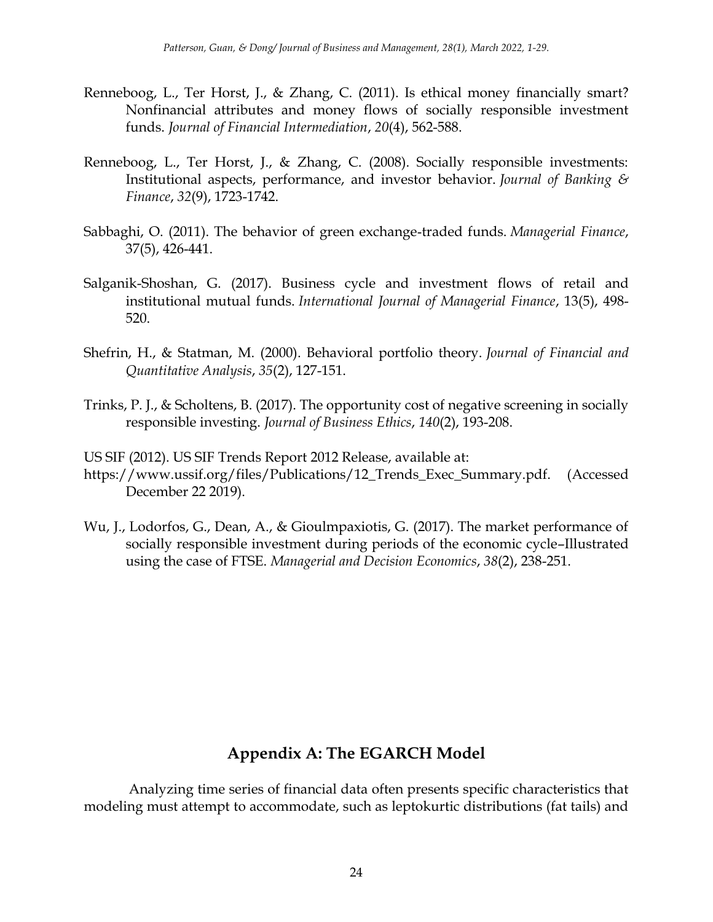Renneboog, L., Ter Horst, J., & Zhang, C. (2011). Is ethical money financially smart? Nonfinancial attributes and money flows of socially responsible investment funds. *Journal of Financial Intermediation*, *20*(4), 562-588.

Renneboog, L., Ter Horst, J., & Zhang, C. (2008). Socially responsible investments: Institutional aspects, performance, and investor behavior. *Journal of Banking & Finance*, *32*(9), 1723-1742.

Sabbaghi, O. (2011). The behavior of green exchange-traded funds. *Managerial Finance*, 37(5), 426-441.

Salganik-Shoshan, G. (2017). Business cycle and investment flows of retail and institutional mutual funds. *International Journal of Managerial Finance*, 13(5), 498-520.

Shefrin, H., & Statman, M. (2000). Behavioral portfolio theory. *Journal of Financial and Quantitative Analysis*, *35*(2), 127-151.

Trinks, P. J., & Scholtens, B. (2017). The opportunity cost of negative screening in socially responsible investing. *Journal of Business Ethics*, *140*(2), 193-208.

US SIF (2012). US SIF Trends Report 2012 Release, available at: https://www.ussif.org/files/Publications/12_Trends_Exec_Summary.pdf. (Accessed December 22 2019).

Wu, J., Lodorfos, G., Dean, A., & Gioulmpaxiotis, G. (2017). The market performance of socially responsible investment during periods of the economic cycle–Illustrated using the case of FTSE. *Managerial and Decision Economics*, *38*(2), 238-251.

## Appendix A: The EGARCH Model

Analyzing time series of financial data often presents specific characteristics that modeling must attempt to accommodate, such as leptokurtic distributions (fat tails) and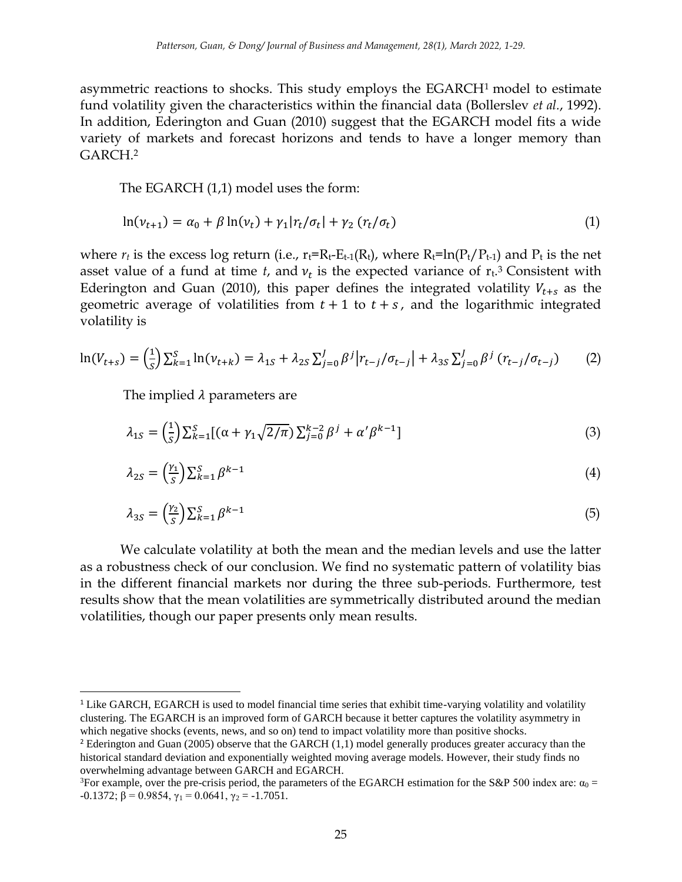asymmetric reactions to shocks. This study employs the EGARCH[1] model to estimate fund volatility given the characteristics within the financial data (Bollerslev *et al.*, 1992). In addition, Ederington and Guan (2010) suggest that the EGARCH model fits a wide variety of markets and forecast horizons and tends to have a longer memory than GARCH.[2]

The EGARCH (1,1) model uses the form:

$$\ln(v_{t+1}) = \alpha_0 + \beta \ln(v_t) + \gamma_1 |r_t/\sigma_t| + \gamma_2 \,(r_t/\sigma_t) \tag{1}$$

where $r_t$ is the excess log return (i.e., $r_t = R_t - E_{t-1}(R_t)$, where $R_t = \ln(P_t/P_{t-1})$ and $P_t$ is the net asset value of a fund at time $t$, and $v_t$ is the expected variance of $r_t$.[3] Consistent with Ederington and Guan (2010), this paper defines the integrated volatility $V_{t+s}$ as the geometric average of volatilities from $t+1$ to $t+s$, and the logarithmic integrated volatility is

$$\ln(V_{t+s}) = \left(\frac{1}{S}\right)\sum_{k=1}^{S} \ln(v_{t+k}) = \lambda_{1S} + \lambda_{2S}\sum_{j=0}^{J} \beta^j \left|r_{t-j}/\sigma_{t-j}\right| + \lambda_{3S}\sum_{j=0}^{J} \beta^j \,(r_{t-j}/\sigma_{t-j}) \tag{2}$$

The implied $\lambda$ parameters are

$$\lambda_{1S} = \left(\frac{1}{S}\right)\sum_{k=1}^{S}\left[(\alpha + \gamma_1\sqrt{2/\pi})\sum_{j=0}^{k-2}\beta^j + \alpha'\beta^{k-1}\right] \tag{3}$$

$$\lambda_{2S} = \left(\frac{\gamma_1}{S}\right)\sum_{k=1}^{S}\beta^{k-1} \tag{4}$$

$$\lambda_{3S} = \left(\frac{\gamma_2}{S}\right)\sum_{k=1}^{S}\beta^{k-1} \tag{5}$$

We calculate volatility at both the mean and the median levels and use the latter as a robustness check of our conclusion. We find no systematic pattern of volatility bias in the different financial markets nor during the three sub-periods. Furthermore, test results show that the mean volatilities are symmetrically distributed around the median volatilities, though our paper presents only mean results.

---

[1] Like GARCH, EGARCH is used to model financial time series that exhibit time-varying volatility and volatility clustering. The EGARCH is an improved form of GARCH because it better captures the volatility asymmetry in which negative shocks (events, news, and so on) tend to impact volatility more than positive shocks.

[2] Ederington and Guan (2005) observe that the GARCH (1,1) model generally produces greater accuracy than the historical standard deviation and exponentially weighted moving average models. However, their study finds no overwhelming advantage between GARCH and EGARCH.

[3] For example, over the pre-crisis period, the parameters of the EGARCH estimation for the S&P 500 index are: $\alpha_0 = -0.1372$; $\beta = 0.9854$, $\gamma_1 = 0.0641$, $\gamma_2 = -1.7051$.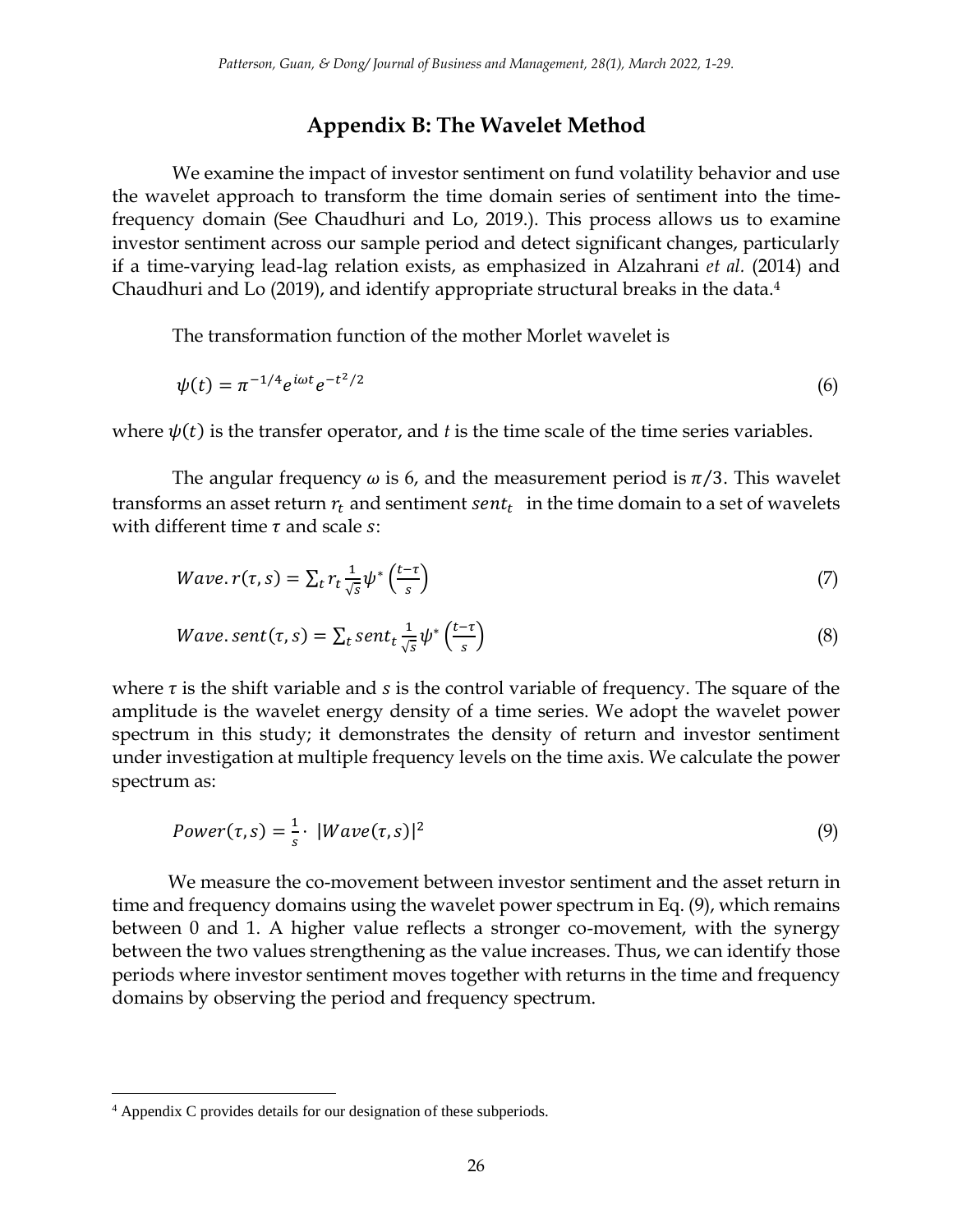# Appendix B: The Wavelet Method

We examine the impact of investor sentiment on fund volatility behavior and use the wavelet approach to transform the time domain series of sentiment into the time-frequency domain (See Chaudhuri and Lo, 2019.). This process allows us to examine investor sentiment across our sample period and detect significant changes, particularly if a time-varying lead-lag relation exists, as emphasized in Alzahrani *et al.* (2014) and Chaudhuri and Lo (2019), and identify appropriate structural breaks in the data.[4]

The transformation function of the mother Morlet wavelet is

$$\psi(t) = \pi^{-1/4} e^{i\omega t} e^{-t^2/2} \tag{6}$$

where $\psi(t)$ is the transfer operator, and $t$ is the time scale of the time series variables.

The angular frequency $\omega$ is 6, and the measurement period is $\pi/3$. This wavelet transforms an asset return $r_t$ and sentiment $sent_t$ in the time domain to a set of wavelets with different time $\tau$ and scale $s$:

$$Wave.r(\tau, s) = \sum_t r_t \frac{1}{\sqrt{s}} \psi^* \left(\frac{t-\tau}{s}\right) \tag{7}$$

$$Wave.sent(\tau, s) = \sum_t sent_t \frac{1}{\sqrt{s}} \psi^* \left(\frac{t-\tau}{s}\right) \tag{8}$$

where $\tau$ is the shift variable and $s$ is the control variable of frequency. The square of the amplitude is the wavelet energy density of a time series. We adopt the wavelet power spectrum in this study; it demonstrates the density of return and investor sentiment under investigation at multiple frequency levels on the time axis. We calculate the power spectrum as:

$$Power(\tau, s) = \frac{1}{s} \cdot |Wave(\tau, s)|^2 \tag{9}$$

We measure the co-movement between investor sentiment and the asset return in time and frequency domains using the wavelet power spectrum in Eq. (9), which remains between 0 and 1. A higher value reflects a stronger co-movement, with the synergy between the two values strengthening as the value increases. Thus, we can identify those periods where investor sentiment moves together with returns in the time and frequency domains by observing the period and frequency spectrum.

[4] Appendix C provides details for our designation of these subperiods.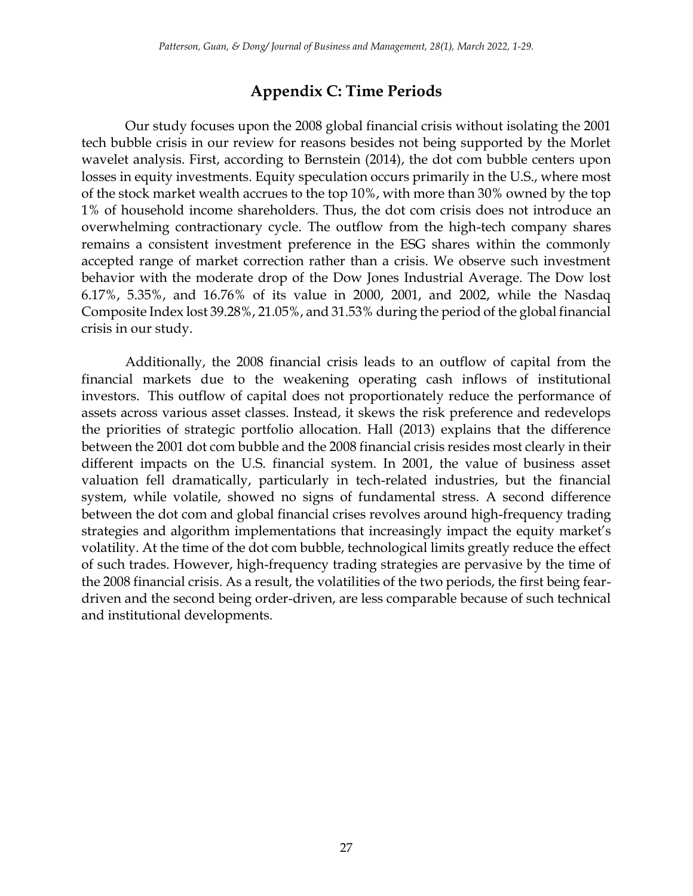## Appendix C: Time Periods

Our study focuses upon the 2008 global financial crisis without isolating the 2001 tech bubble crisis in our review for reasons besides not being supported by the Morlet wavelet analysis. First, according to Bernstein (2014), the dot com bubble centers upon losses in equity investments. Equity speculation occurs primarily in the U.S., where most of the stock market wealth accrues to the top 10%, with more than 30% owned by the top 1% of household income shareholders. Thus, the dot com crisis does not introduce an overwhelming contractionary cycle. The outflow from the high-tech company shares remains a consistent investment preference in the ESG shares within the commonly accepted range of market correction rather than a crisis. We observe such investment behavior with the moderate drop of the Dow Jones Industrial Average. The Dow lost 6.17%, 5.35%, and 16.76% of its value in 2000, 2001, and 2002, while the Nasdaq Composite Index lost 39.28%, 21.05%, and 31.53% during the period of the global financial crisis in our study.

Additionally, the 2008 financial crisis leads to an outflow of capital from the financial markets due to the weakening operating cash inflows of institutional investors. This outflow of capital does not proportionately reduce the performance of assets across various asset classes. Instead, it skews the risk preference and redevelops the priorities of strategic portfolio allocation. Hall (2013) explains that the difference between the 2001 dot com bubble and the 2008 financial crisis resides most clearly in their different impacts on the U.S. financial system. In 2001, the value of business asset valuation fell dramatically, particularly in tech-related industries, but the financial system, while volatile, showed no signs of fundamental stress. A second difference between the dot com and global financial crises revolves around high-frequency trading strategies and algorithm implementations that increasingly impact the equity market's volatility. At the time of the dot com bubble, technological limits greatly reduce the effect of such trades. However, high-frequency trading strategies are pervasive by the time of the 2008 financial crisis. As a result, the volatilities of the two periods, the first being fear-driven and the second being order-driven, are less comparable because of such technical and institutional developments.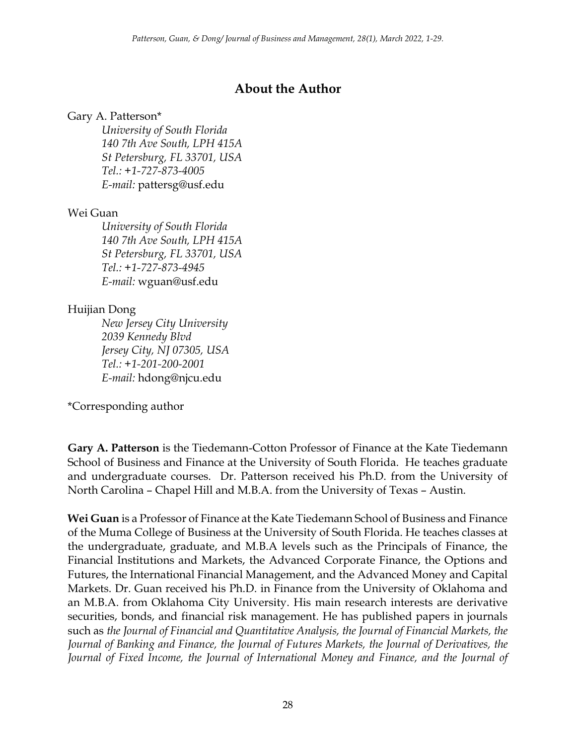## About the Author

Gary A. Patterson*

*University of South Florida*
*140 7th Ave South, LPH 415A*
*St Petersburg, FL 33701, USA*
*Tel.: +1-727-873-4005*
*E-mail:* pattersg@usf.edu

Wei Guan

*University of South Florida*
*140 7th Ave South, LPH 415A*
*St Petersburg, FL 33701, USA*
*Tel.: +1-727-873-4945*
*E-mail:* wguan@usf.edu

Huijian Dong

*New Jersey City University*
*2039 Kennedy Blvd*
*Jersey City, NJ 07305, USA*
*Tel.: +1-201-200-2001*
*E-mail:* hdong@njcu.edu

*Corresponding author

**Gary A. Patterson** is the Tiedemann-Cotton Professor of Finance at the Kate Tiedemann School of Business and Finance at the University of South Florida. He teaches graduate and undergraduate courses. Dr. Patterson received his Ph.D. from the University of North Carolina – Chapel Hill and M.B.A. from the University of Texas – Austin.

**Wei Guan** is a Professor of Finance at the Kate Tiedemann School of Business and Finance of the Muma College of Business at the University of South Florida. He teaches classes at the undergraduate, graduate, and M.B.A levels such as the Principals of Finance, the Financial Institutions and Markets, the Advanced Corporate Finance, the Options and Futures, the International Financial Management, and the Advanced Money and Capital Markets. Dr. Guan received his Ph.D. in Finance from the University of Oklahoma and an M.B.A. from Oklahoma City University. His main research interests are derivative securities, bonds, and financial risk management. He has published papers in journals such as *the Journal of Financial and Quantitative Analysis, the Journal of Financial Markets, the Journal of Banking and Finance, the Journal of Futures Markets, the Journal of Derivatives, the Journal of Fixed Income, the Journal of International Money and Finance, and the Journal of*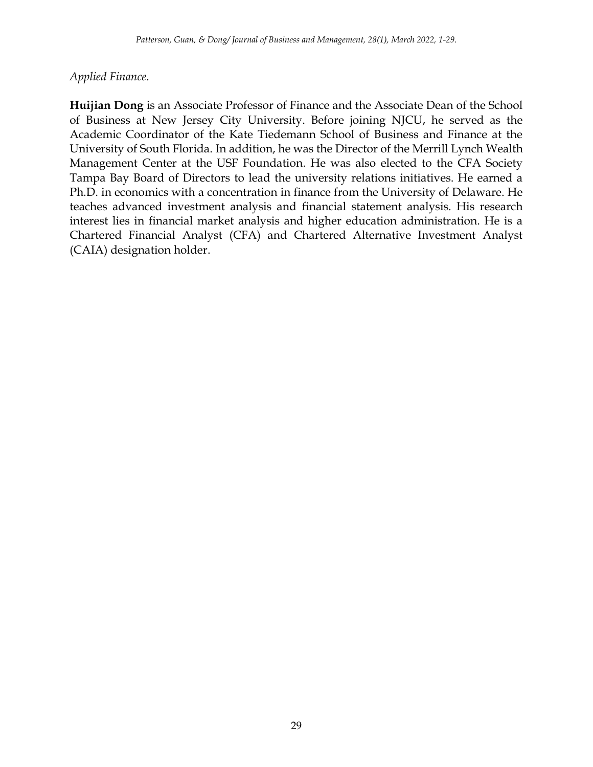*Applied Finance.*

**Huijian Dong** is an Associate Professor of Finance and the Associate Dean of the School of Business at New Jersey City University. Before joining NJCU, he served as the Academic Coordinator of the Kate Tiedemann School of Business and Finance at the University of South Florida. In addition, he was the Director of the Merrill Lynch Wealth Management Center at the USF Foundation. He was also elected to the CFA Society Tampa Bay Board of Directors to lead the university relations initiatives. He earned a Ph.D. in economics with a concentration in finance from the University of Delaware. He teaches advanced investment analysis and financial statement analysis. His research interest lies in financial market analysis and higher education administration. He is a Chartered Financial Analyst (CFA) and Chartered Alternative Investment Analyst (CAIA) designation holder.